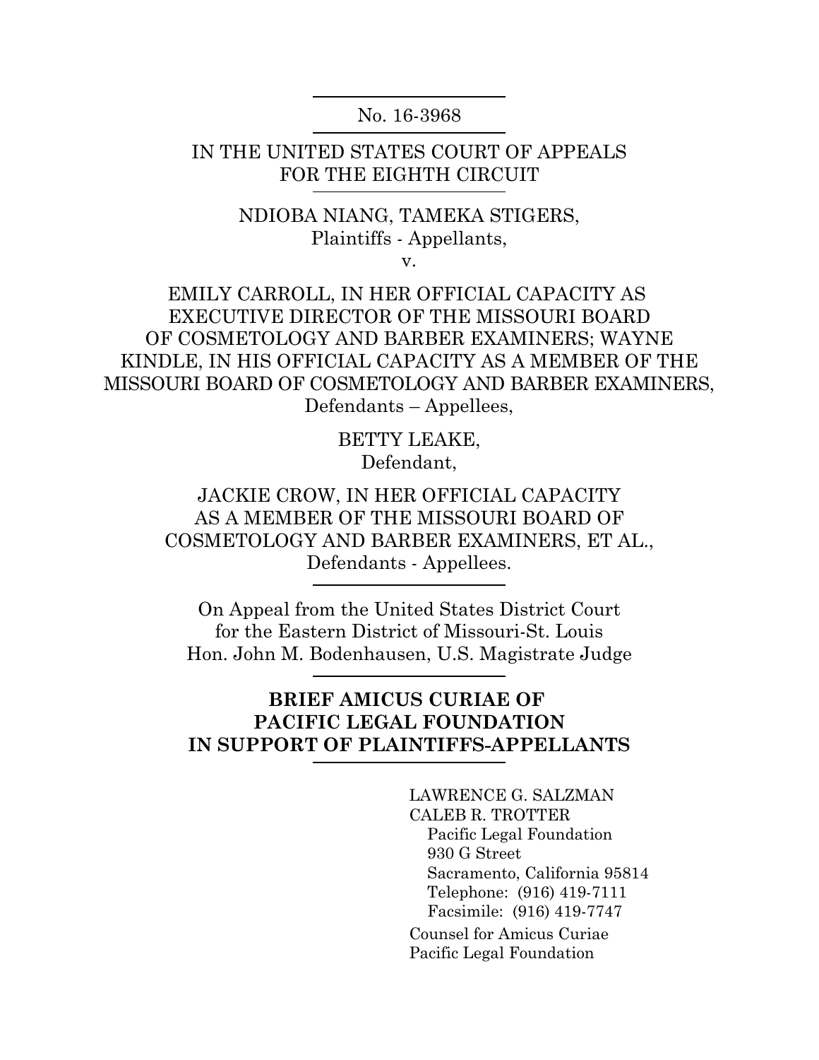No. 16-3968

IN THE UNITED STATES COURT OF APPEALS
FOR THE EIGHTH CIRCUIT

NDIOBA NIANG, TAMEKA STIGERS,
Plaintiffs - Appellants,

v.

EMILY CARROLL, IN HER OFFICIAL CAPACITY AS EXECUTIVE DIRECTOR OF THE MISSOURI BOARD OF COSMETOLOGY AND BARBER EXAMINERS; WAYNE KINDLE, IN HIS OFFICIAL CAPACITY AS A MEMBER OF THE MISSOURI BOARD OF COSMETOLOGY AND BARBER EXAMINERS,
Defendants – Appellees,

BETTY LEAKE,
Defendant,

JACKIE CROW, IN HER OFFICIAL CAPACITY AS A MEMBER OF THE MISSOURI BOARD OF COSMETOLOGY AND BARBER EXAMINERS, ET AL.,
Defendants - Appellees.

On Appeal from the United States District Court
for the Eastern District of Missouri-St. Louis
Hon. John M. Bodenhausen, U.S. Magistrate Judge

**BRIEF AMICUS CURIAE OF PACIFIC LEGAL FOUNDATION IN SUPPORT OF PLAINTIFFS-APPELLANTS**

LAWRENCE G. SALZMAN
CALEB R. TROTTER
Pacific Legal Foundation
930 G Street
Sacramento, California 95814
Telephone: (916) 419-7111
Facsimile: (916) 419-7747

Counsel for Amicus Curiae
Pacific Legal Foundation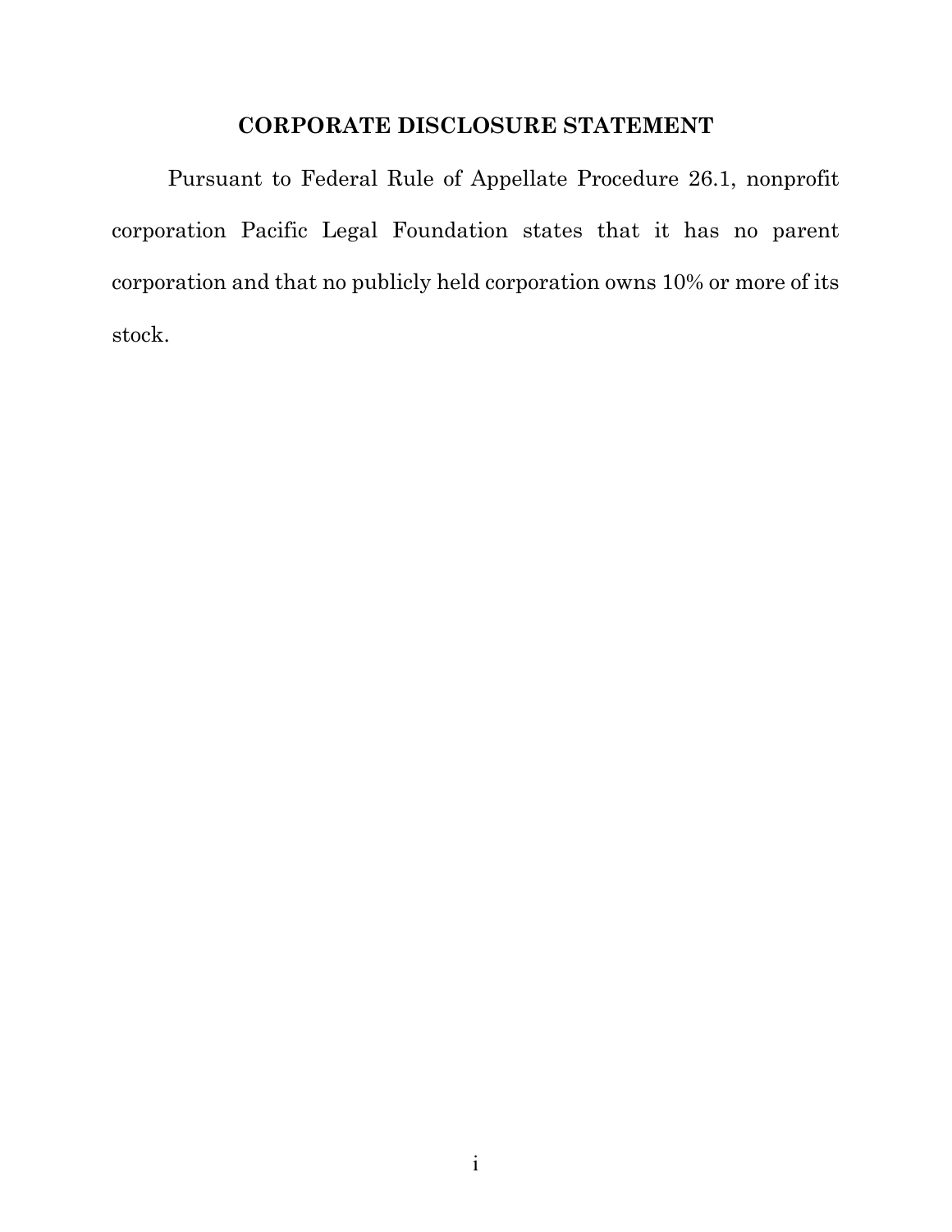# CORPORATE DISCLOSURE STATEMENT

Pursuant to Federal Rule of Appellate Procedure 26.1, nonprofit corporation Pacific Legal Foundation states that it has no parent corporation and that no publicly held corporation owns 10% or more of its stock.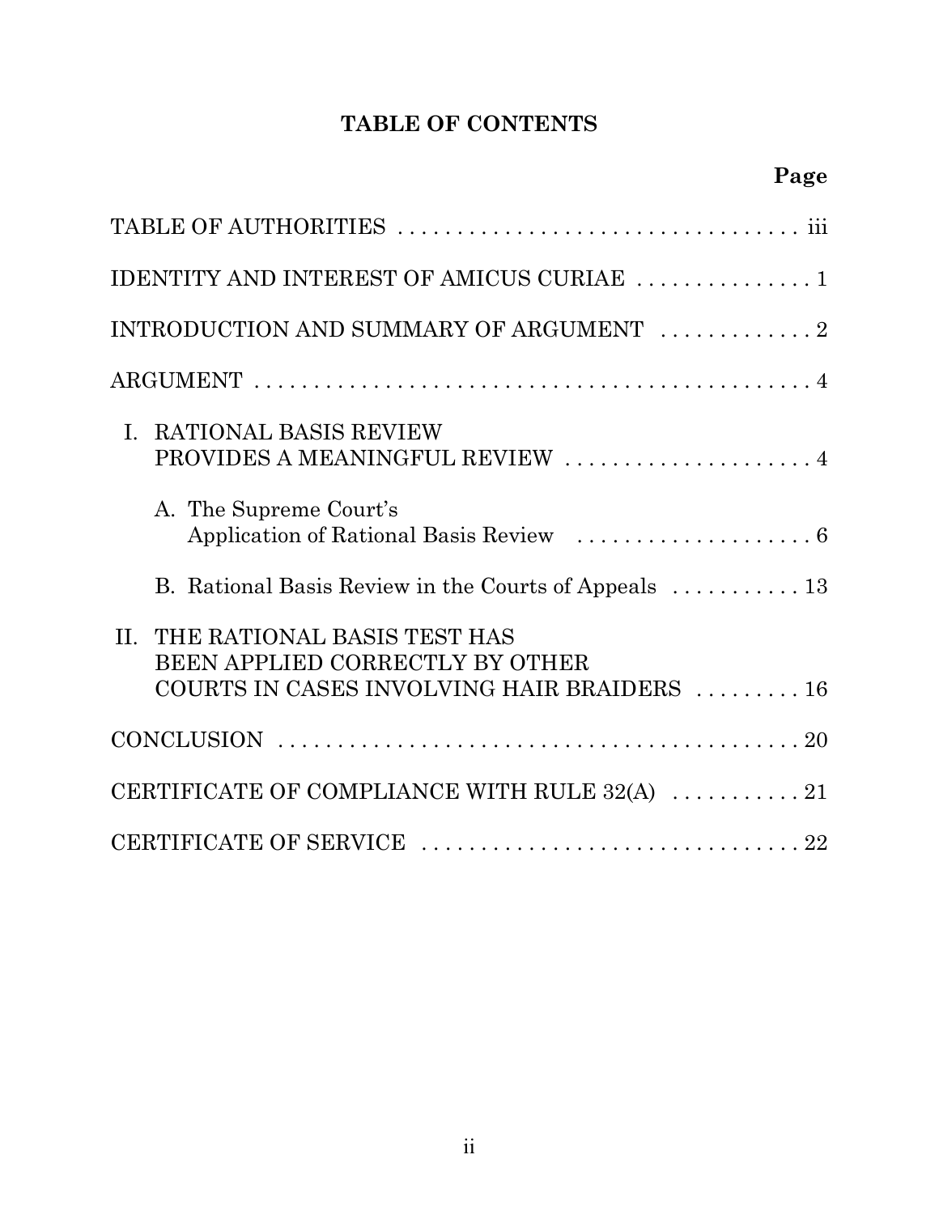# TABLE OF CONTENTS

| | Page |
|---|---|
| TABLE OF AUTHORITIES | iii |
| IDENTITY AND INTEREST OF AMICUS CURIAE | 1 |
| INTRODUCTION AND SUMMARY OF ARGUMENT | 2 |
| ARGUMENT | 4 |
| I. RATIONAL BASIS REVIEW PROVIDES A MEANINGFUL REVIEW | 4 |
| A. The Supreme Court's Application of Rational Basis Review | 6 |
| B. Rational Basis Review in the Courts of Appeals | 13 |
| II. THE RATIONAL BASIS TEST HAS BEEN APPLIED CORRECTLY BY OTHER COURTS IN CASES INVOLVING HAIR BRAIDERS | 16 |
| CONCLUSION | 20 |
| CERTIFICATE OF COMPLIANCE WITH RULE 32(A) | 21 |
| CERTIFICATE OF SERVICE | 22 |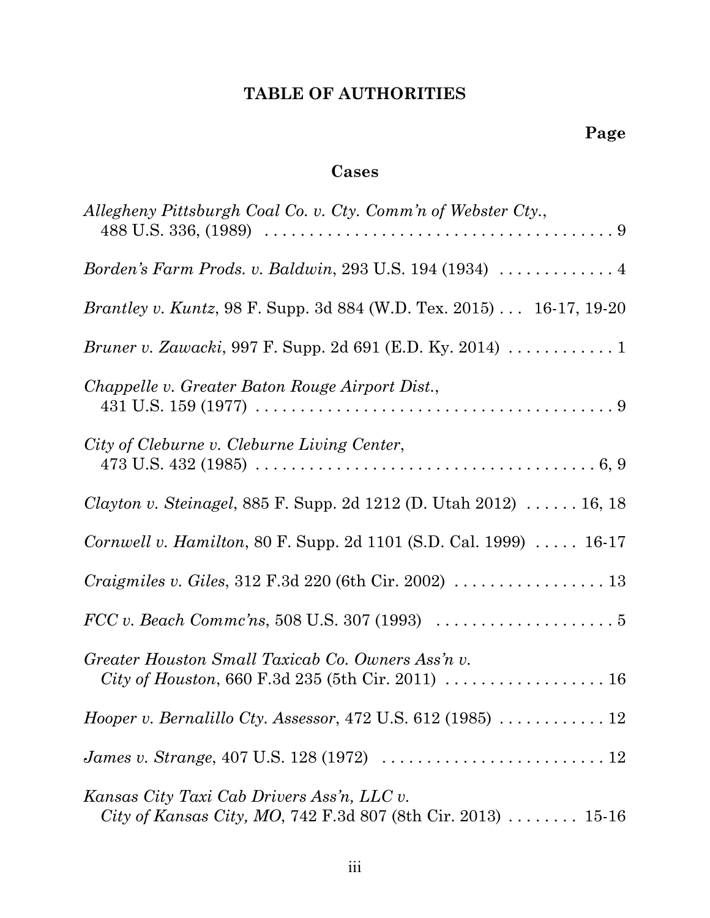# TABLE OF AUTHORITIES

**Page**

## Cases

*Allegheny Pittsburgh Coal Co. v. Cty. Comm'n of Webster Cty.*, 488 U.S. 336, (1989) . . . . . . . . . . . . . . . . . . . . . . . . . . . . . . . . . . . . . . 9

*Borden's Farm Prods. v. Baldwin*, 293 U.S. 194 (1934) . . . . . . . . . . . . . 4

*Brantley v. Kuntz*, 98 F. Supp. 3d 884 (W.D. Tex. 2015) . . . 16-17, 19-20

*Bruner v. Zawacki*, 997 F. Supp. 2d 691 (E.D. Ky. 2014) . . . . . . . . . . . . 1

*Chappelle v. Greater Baton Rouge Airport Dist.*, 431 U.S. 159 (1977) . . . . . . . . . . . . . . . . . . . . . . . . . . . . . . . . . . . . . . . . . 9

*City of Cleburne v. Cleburne Living Center*, 473 U.S. 432 (1985) . . . . . . . . . . . . . . . . . . . . . . . . . . . . . . . . . . . . . . 6, 9

*Clayton v. Steinagel*, 885 F. Supp. 2d 1212 (D. Utah 2012) . . . . . . 16, 18

*Cornwell v. Hamilton*, 80 F. Supp. 2d 1101 (S.D. Cal. 1999) . . . . . 16-17

*Craigmiles v. Giles*, 312 F.3d 220 (6th Cir. 2002) . . . . . . . . . . . . . . . . . 13

*FCC v. Beach Commc'ns*, 508 U.S. 307 (1993) . . . . . . . . . . . . . . . . . . . . 5

*Greater Houston Small Taxicab Co. Owners Ass'n v. City of Houston*, 660 F.3d 235 (5th Cir. 2011) . . . . . . . . . . . . . . . . . . 16

*Hooper v. Bernalillo Cty. Assessor*, 472 U.S. 612 (1985) . . . . . . . . . . . . 12

*James v. Strange*, 407 U.S. 128 (1972) . . . . . . . . . . . . . . . . . . . . . . . . . 12

*Kansas City Taxi Cab Drivers Ass'n, LLC v. City of Kansas City, MO*, 742 F.3d 807 (8th Cir. 2013) . . . . . . . . 15-16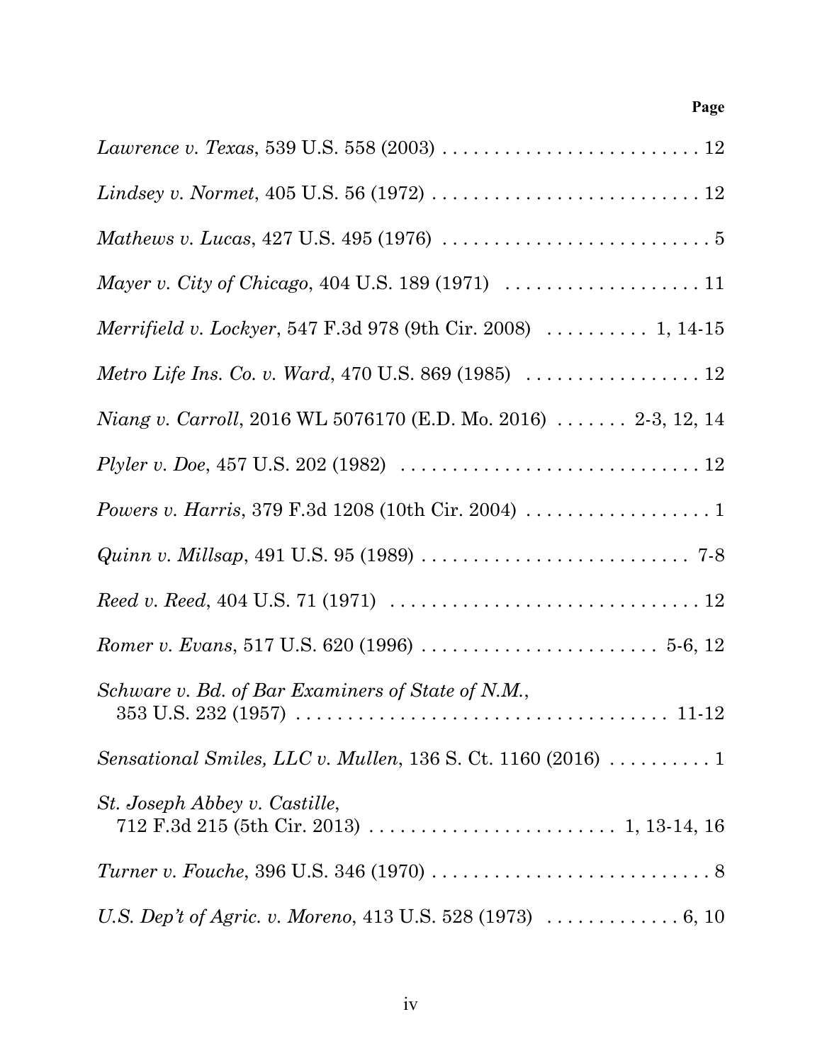Page

*Lawrence v. Texas*, 539 U.S. 558 (2003) . . . . . . . . . . . . . . . . . . . . . . . . . 12

*Lindsey v. Normet*, 405 U.S. 56 (1972) . . . . . . . . . . . . . . . . . . . . . . . . . . 12

*Mathews v. Lucas*, 427 U.S. 495 (1976) . . . . . . . . . . . . . . . . . . . . . . . . . . 5

*Mayer v. City of Chicago*, 404 U.S. 189 (1971) . . . . . . . . . . . . . . . . . . . 11

*Merrifield v. Lockyer*, 547 F.3d 978 (9th Cir. 2008) . . . . . . . . . . 1, 14-15

*Metro Life Ins. Co. v. Ward*, 470 U.S. 869 (1985) . . . . . . . . . . . . . . . . 12

*Niang v. Carroll*, 2016 WL 5076170 (E.D. Mo. 2016) . . . . . . . 2-3, 12, 14

*Plyler v. Doe*, 457 U.S. 202 (1982) . . . . . . . . . . . . . . . . . . . . . . . . . . . . 12

*Powers v. Harris*, 379 F.3d 1208 (10th Cir. 2004) . . . . . . . . . . . . . . . . . . 1

*Quinn v. Millsap*, 491 U.S. 95 (1989) . . . . . . . . . . . . . . . . . . . . . . . . . . 7-8

*Reed v. Reed*, 404 U.S. 71 (1971) . . . . . . . . . . . . . . . . . . . . . . . . . . . . . 12

*Romer v. Evans*, 517 U.S. 620 (1996) . . . . . . . . . . . . . . . . . . . . . . . 5-6, 12

*Schware v. Bd. of Bar Examiners of State of N.M.*, 353 U.S. 232 (1957) . . . . . . . . . . . . . . . . . . . . . . . . . . . . . . . . . . . . 11-12

*Sensational Smiles, LLC v. Mullen*, 136 S. Ct. 1160 (2016) . . . . . . . . . . 1

*St. Joseph Abbey v. Castille*, 712 F.3d 215 (5th Cir. 2013) . . . . . . . . . . . . . . . . . . . . . . . 1, 13-14, 16

*Turner v. Fouche*, 396 U.S. 346 (1970) . . . . . . . . . . . . . . . . . . . . . . . . . . . 8

*U.S. Dep't of Agric. v. Moreno*, 413 U.S. 528 (1973) . . . . . . . . . . . . . 6, 10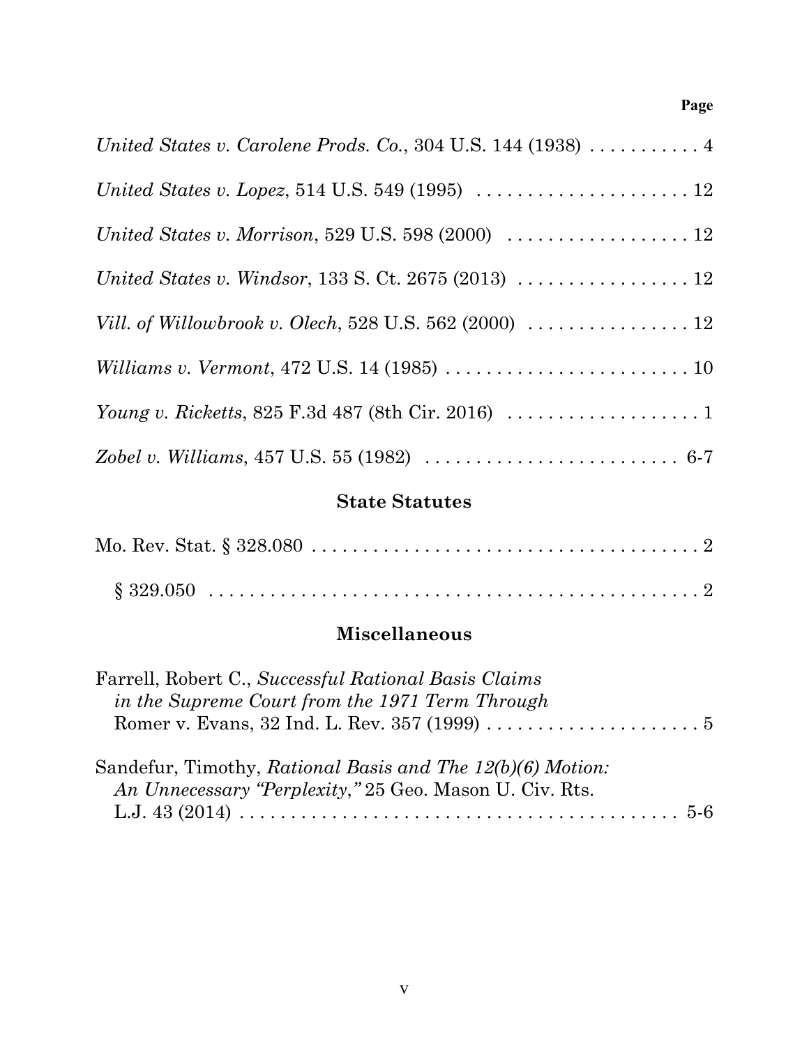Page

*United States v. Carolene Prods. Co.*, 304 U.S. 144 (1938) . . . . . . . . . . . 4

*United States v. Lopez*, 514 U.S. 549 (1995) . . . . . . . . . . . . . . . . . . . . . 12

*United States v. Morrison*, 529 U.S. 598 (2000) . . . . . . . . . . . . . . . . . . 12

*United States v. Windsor*, 133 S. Ct. 2675 (2013) . . . . . . . . . . . . . . . . . 12

*Vill. of Willowbrook v. Olech*, 528 U.S. 562 (2000) . . . . . . . . . . . . . . . . 12

*Williams v. Vermont*, 472 U.S. 14 (1985) . . . . . . . . . . . . . . . . . . . . . . . . 10

*Young v. Ricketts*, 825 F.3d 487 (8th Cir. 2016) . . . . . . . . . . . . . . . . . . . 1

*Zobel v. Williams*, 457 U.S. 55 (1982) . . . . . . . . . . . . . . . . . . . . . . . . . 6-7

## State Statutes

Mo. Rev. Stat. § 328.080 . . . . . . . . . . . . . . . . . . . . . . . . . . . . . . . . . . . . . . . 2

§ 329.050 . . . . . . . . . . . . . . . . . . . . . . . . . . . . . . . . . . . . . . . . . . . . . . . . . . 2

## Miscellaneous

Farrell, Robert C., *Successful Rational Basis Claims in the Supreme Court from the 1971 Term Through* Romer v. Evans, 32 Ind. L. Rev. 357 (1999) . . . . . . . . . . . . . . . . . . . . . 5

Sandefur, Timothy, *Rational Basis and The 12(b)(6) Motion: An Unnecessary "Perplexity,"* 25 Geo. Mason U. Civ. Rts. L.J. 43 (2014) . . . . . . . . . . . . . . . . . . . . . . . . . . . . . . . . . . . . . . . . . . . . 5-6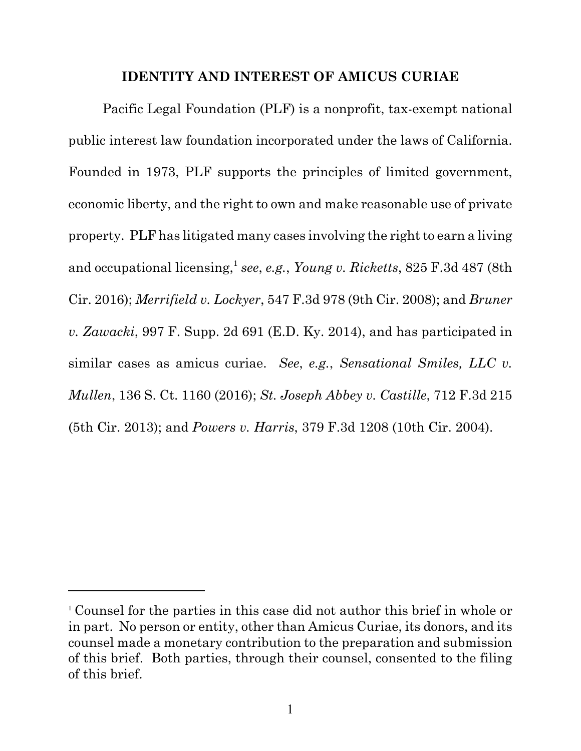## IDENTITY AND INTEREST OF AMICUS CURIAE

Pacific Legal Foundation (PLF) is a nonprofit, tax-exempt national public interest law foundation incorporated under the laws of California. Founded in 1973, PLF supports the principles of limited government, economic liberty, and the right to own and make reasonable use of private property. PLF has litigated many cases involving the right to earn a living and occupational licensing,[1] *see*, *e.g.*, *Young v. Ricketts*, 825 F.3d 487 (8th Cir. 2016); *Merrifield v. Lockyer*, 547 F.3d 978 (9th Cir. 2008); and *Bruner v. Zawacki*, 997 F. Supp. 2d 691 (E.D. Ky. 2014), and has participated in similar cases as amicus curiae. *See*, *e.g.*, *Sensational Smiles, LLC v. Mullen*, 136 S. Ct. 1160 (2016); *St. Joseph Abbey v. Castille*, 712 F.3d 215 (5th Cir. 2013); and *Powers v. Harris*, 379 F.3d 1208 (10th Cir. 2004).

---

[1] Counsel for the parties in this case did not author this brief in whole or in part. No person or entity, other than Amicus Curiae, its donors, and its counsel made a monetary contribution to the preparation and submission of this brief. Both parties, through their counsel, consented to the filing of this brief.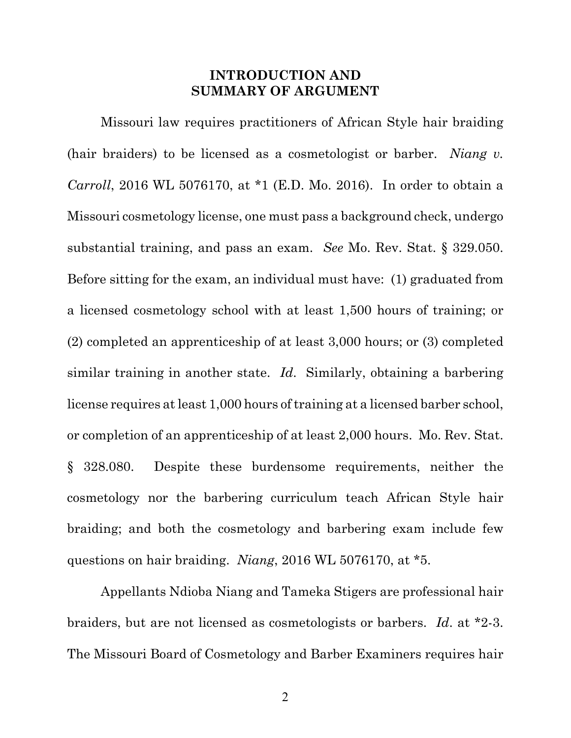# INTRODUCTION AND SUMMARY OF ARGUMENT

Missouri law requires practitioners of African Style hair braiding (hair braiders) to be licensed as a cosmetologist or barber. *Niang v. Carroll*, 2016 WL 5076170, at *1 (E.D. Mo. 2016). In order to obtain a Missouri cosmetology license, one must pass a background check, undergo substantial training, and pass an exam. *See* Mo. Rev. Stat. § 329.050. Before sitting for the exam, an individual must have: (1) graduated from a licensed cosmetology school with at least 1,500 hours of training; or (2) completed an apprenticeship of at least 3,000 hours; or (3) completed similar training in another state. *Id*. Similarly, obtaining a barbering license requires at least 1,000 hours of training at a licensed barber school, or completion of an apprenticeship of at least 2,000 hours. Mo. Rev. Stat. § 328.080. Despite these burdensome requirements, neither the cosmetology nor the barbering curriculum teach African Style hair braiding; and both the cosmetology and barbering exam include few questions on hair braiding. *Niang*, 2016 WL 5076170, at *5.

Appellants Ndioba Niang and Tameka Stigers are professional hair braiders, but are not licensed as cosmetologists or barbers. *Id*. at *2-3. The Missouri Board of Cosmetology and Barber Examiners requires hair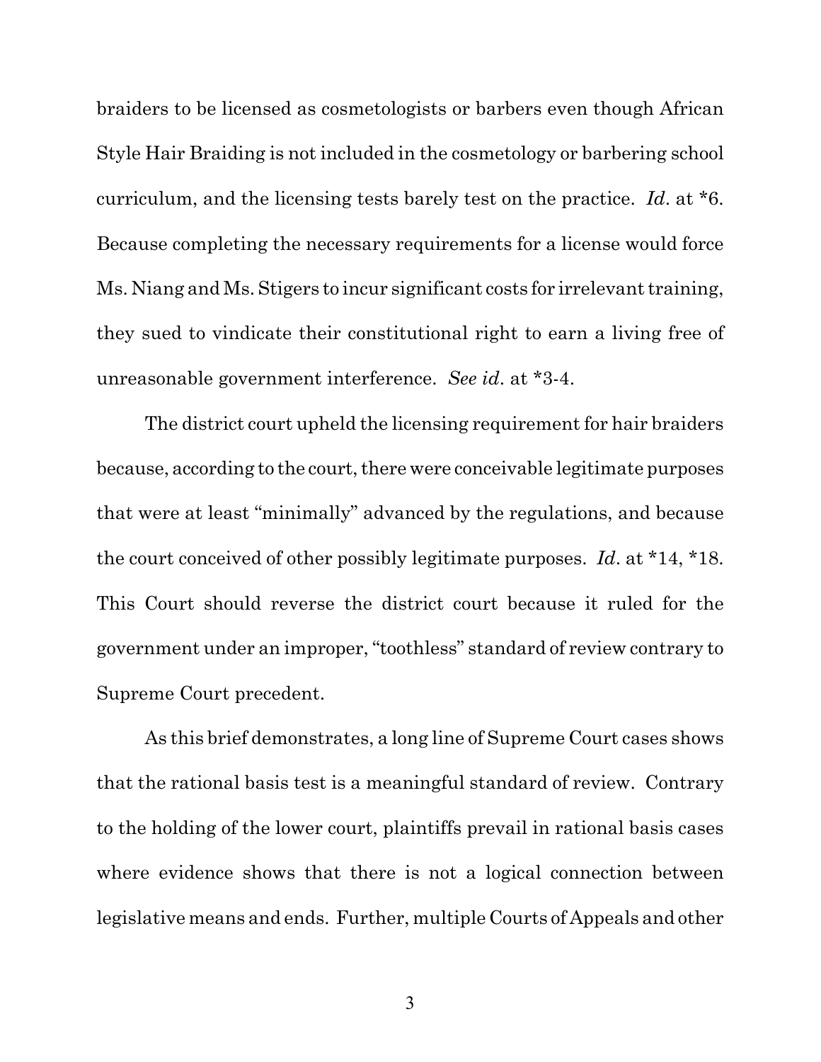braiders to be licensed as cosmetologists or barbers even though African Style Hair Braiding is not included in the cosmetology or barbering school curriculum, and the licensing tests barely test on the practice. *Id*. at *6. Because completing the necessary requirements for a license would force Ms. Niang and Ms. Stigers to incur significant costs for irrelevant training, they sued to vindicate their constitutional right to earn a living free of unreasonable government interference. *See id*. at *3-4.

The district court upheld the licensing requirement for hair braiders because, according to the court, there were conceivable legitimate purposes that were at least "minimally" advanced by the regulations, and because the court conceived of other possibly legitimate purposes. *Id*. at *14, *18. This Court should reverse the district court because it ruled for the government under an improper, "toothless" standard of review contrary to Supreme Court precedent.

As this brief demonstrates, a long line of Supreme Court cases shows that the rational basis test is a meaningful standard of review. Contrary to the holding of the lower court, plaintiffs prevail in rational basis cases where evidence shows that there is not a logical connection between legislative means and ends. Further, multiple Courts of Appeals and other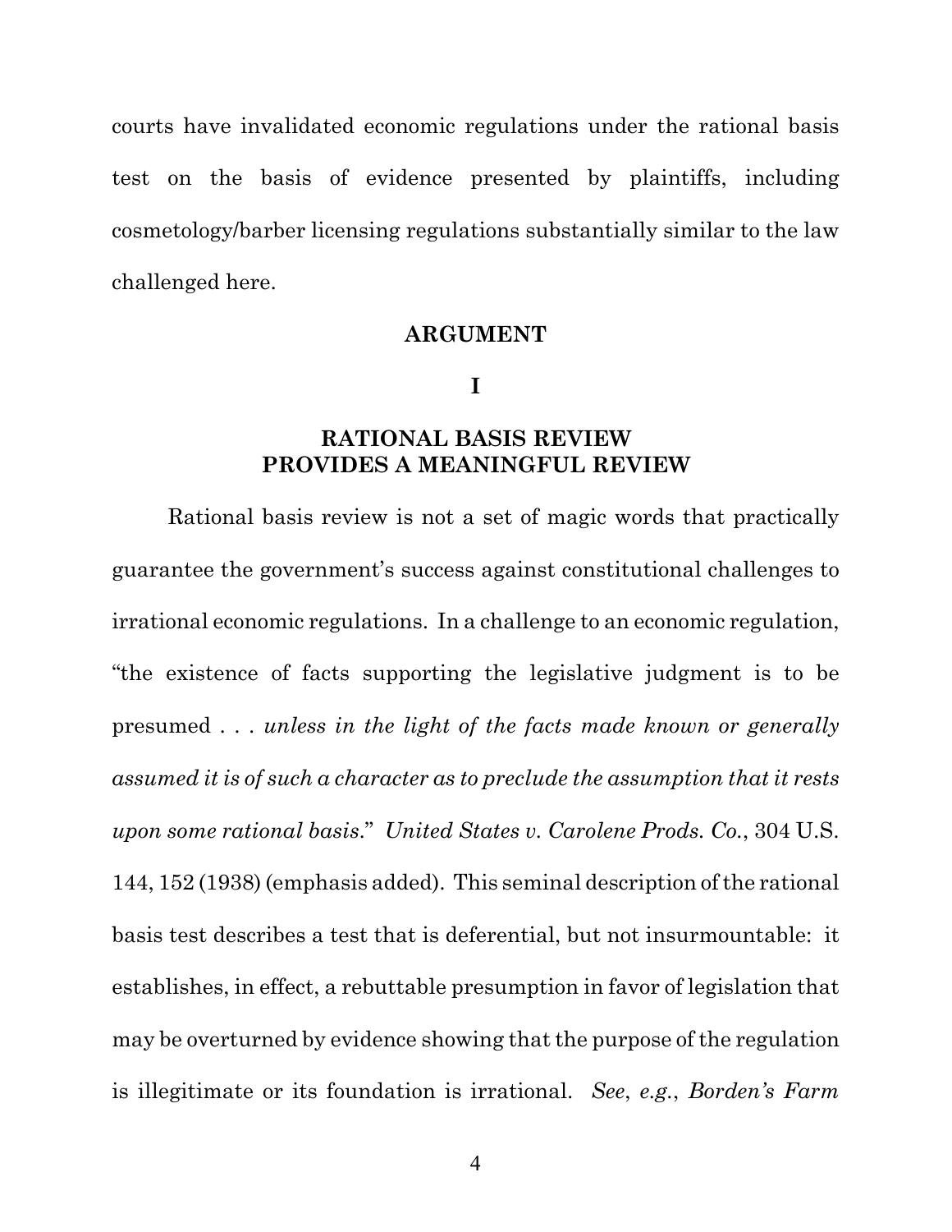courts have invalidated economic regulations under the rational basis test on the basis of evidence presented by plaintiffs, including cosmetology/barber licensing regulations substantially similar to the law challenged here.

## ARGUMENT

## I

## RATIONAL BASIS REVIEW PROVIDES A MEANINGFUL REVIEW

Rational basis review is not a set of magic words that practically guarantee the government's success against constitutional challenges to irrational economic regulations. In a challenge to an economic regulation, "the existence of facts supporting the legislative judgment is to be presumed . . . *unless in the light of the facts made known or generally assumed it is of such a character as to preclude the assumption that it rests upon some rational basis*." *United States v. Carolene Prods. Co.*, 304 U.S. 144, 152 (1938) (emphasis added). This seminal description of the rational basis test describes a test that is deferential, but not insurmountable: it establishes, in effect, a rebuttable presumption in favor of legislation that may be overturned by evidence showing that the purpose of the regulation is illegitimate or its foundation is irrational. *See*, *e.g.*, *Borden's Farm*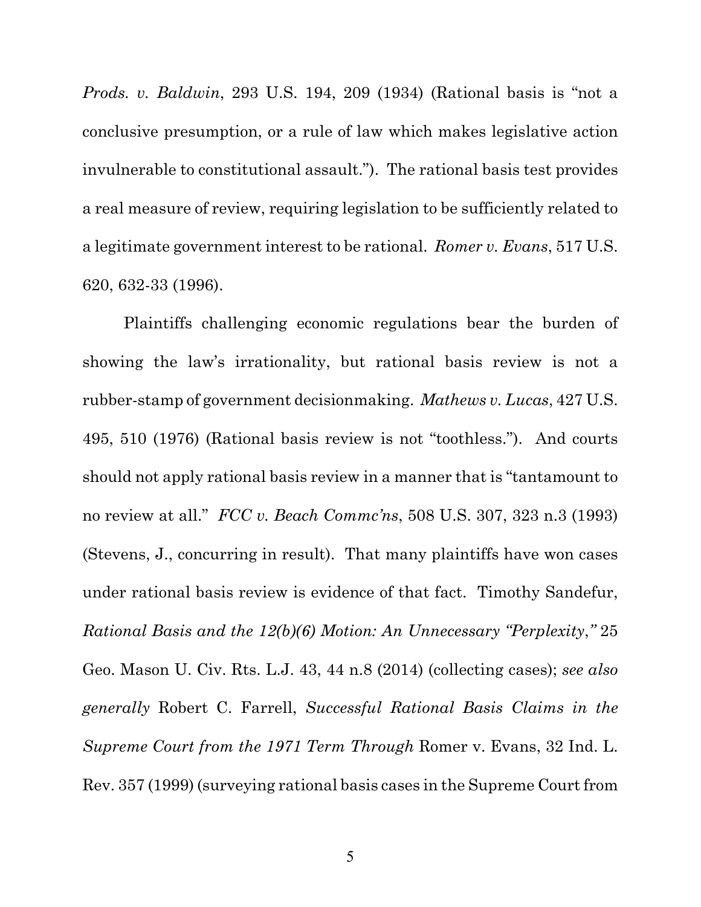*Prods. v. Baldwin*, 293 U.S. 194, 209 (1934) (Rational basis is "not a conclusive presumption, or a rule of law which makes legislative action invulnerable to constitutional assault."). The rational basis test provides a real measure of review, requiring legislation to be sufficiently related to a legitimate government interest to be rational. *Romer v. Evans*, 517 U.S. 620, 632-33 (1996).

Plaintiffs challenging economic regulations bear the burden of showing the law's irrationality, but rational basis review is not a rubber-stamp of government decisionmaking. *Mathews v. Lucas*, 427 U.S. 495, 510 (1976) (Rational basis review is not "toothless."). And courts should not apply rational basis review in a manner that is "tantamount to no review at all." *FCC v. Beach Commc'ns*, 508 U.S. 307, 323 n.3 (1993) (Stevens, J., concurring in result). That many plaintiffs have won cases under rational basis review is evidence of that fact. Timothy Sandefur, *Rational Basis and the 12(b)(6) Motion: An Unnecessary "Perplexity*,*"* 25 Geo. Mason U. Civ. Rts. L.J. 43, 44 n.8 (2014) (collecting cases); *see also generally* Robert C. Farrell, *Successful Rational Basis Claims in the Supreme Court from the 1971 Term Through* Romer v. Evans, 32 Ind. L. Rev. 357 (1999) (surveying rational basis cases in the Supreme Court from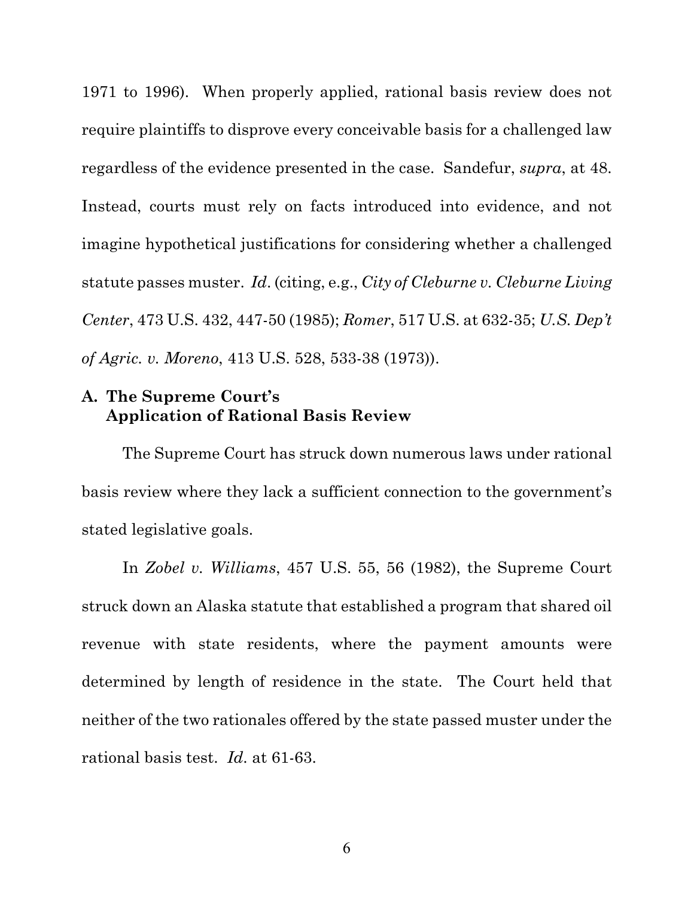1971 to 1996). When properly applied, rational basis review does not require plaintiffs to disprove every conceivable basis for a challenged law regardless of the evidence presented in the case. Sandefur, *supra*, at 48. Instead, courts must rely on facts introduced into evidence, and not imagine hypothetical justifications for considering whether a challenged statute passes muster. *Id*. (citing, e.g., *City of Cleburne v. Cleburne Living Center*, 473 U.S. 432, 447-50 (1985); *Romer*, 517 U.S. at 632-35; *U.S. Dep't of Agric. v. Moreno*, 413 U.S. 528, 533-38 (1973)).

### A. The Supreme Court's Application of Rational Basis Review

The Supreme Court has struck down numerous laws under rational basis review where they lack a sufficient connection to the government's stated legislative goals.

In *Zobel v. Williams*, 457 U.S. 55, 56 (1982), the Supreme Court struck down an Alaska statute that established a program that shared oil revenue with state residents, where the payment amounts were determined by length of residence in the state. The Court held that neither of the two rationales offered by the state passed muster under the rational basis test. *Id*. at 61-63.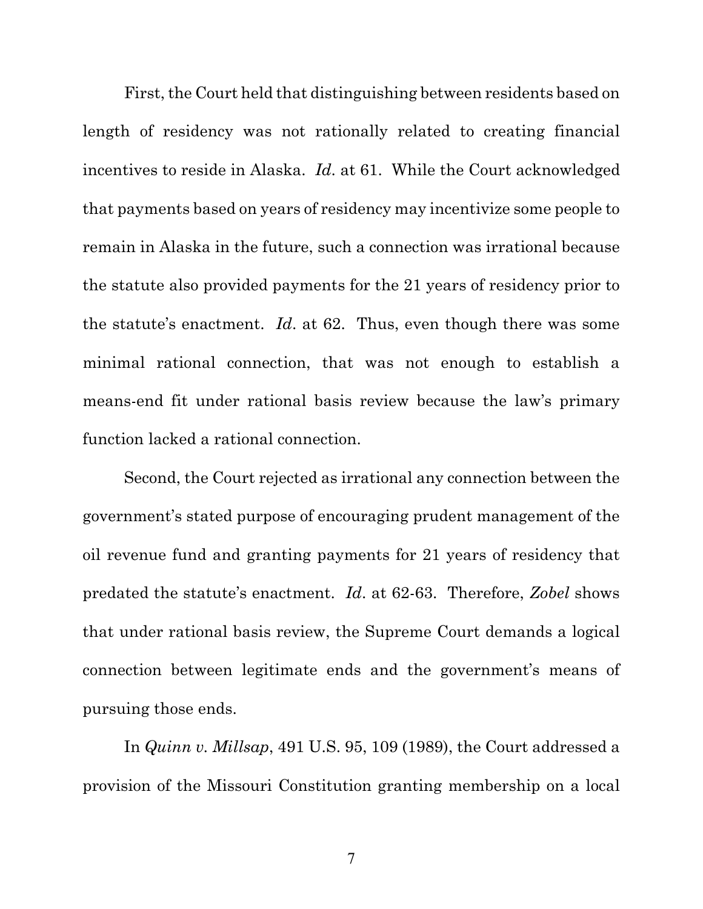First, the Court held that distinguishing between residents based on length of residency was not rationally related to creating financial incentives to reside in Alaska. *Id*. at 61. While the Court acknowledged that payments based on years of residency may incentivize some people to remain in Alaska in the future, such a connection was irrational because the statute also provided payments for the 21 years of residency prior to the statute's enactment. *Id*. at 62. Thus, even though there was some minimal rational connection, that was not enough to establish a means-end fit under rational basis review because the law's primary function lacked a rational connection.

Second, the Court rejected as irrational any connection between the government's stated purpose of encouraging prudent management of the oil revenue fund and granting payments for 21 years of residency that predated the statute's enactment. *Id*. at 62-63. Therefore, *Zobel* shows that under rational basis review, the Supreme Court demands a logical connection between legitimate ends and the government's means of pursuing those ends.

In *Quinn v. Millsap*, 491 U.S. 95, 109 (1989), the Court addressed a provision of the Missouri Constitution granting membership on a local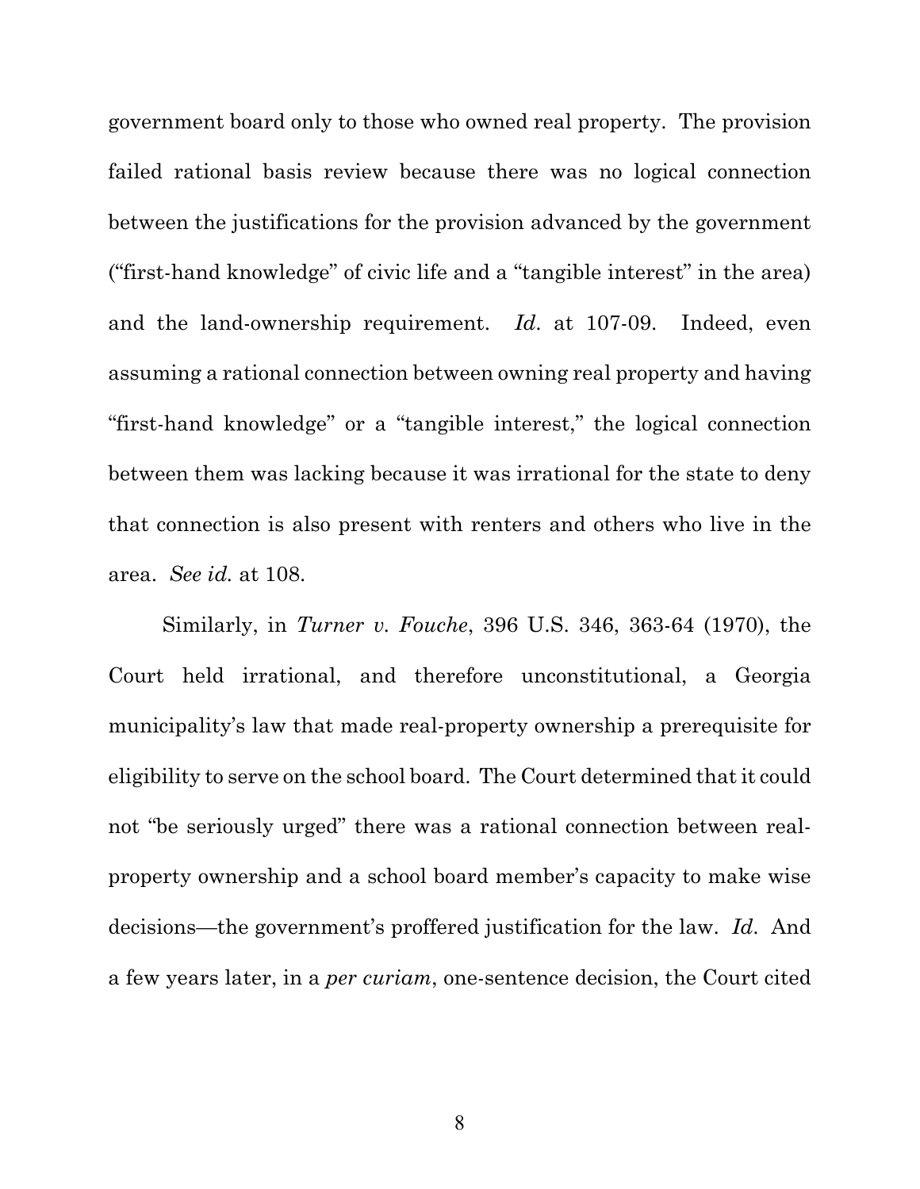government board only to those who owned real property. The provision failed rational basis review because there was no logical connection between the justifications for the provision advanced by the government ("first-hand knowledge" of civic life and a "tangible interest" in the area) and the land-ownership requirement. *Id.* at 107-09. Indeed, even assuming a rational connection between owning real property and having "first-hand knowledge" or a "tangible interest," the logical connection between them was lacking because it was irrational for the state to deny that connection is also present with renters and others who live in the area. *See id.* at 108.

Similarly, in *Turner v. Fouche*, 396 U.S. 346, 363-64 (1970), the Court held irrational, and therefore unconstitutional, a Georgia municipality's law that made real-property ownership a prerequisite for eligibility to serve on the school board. The Court determined that it could not "be seriously urged" there was a rational connection between real-property ownership and a school board member's capacity to make wise decisions—the government's proffered justification for the law. *Id.* And a few years later, in a *per curiam*, one-sentence decision, the Court cited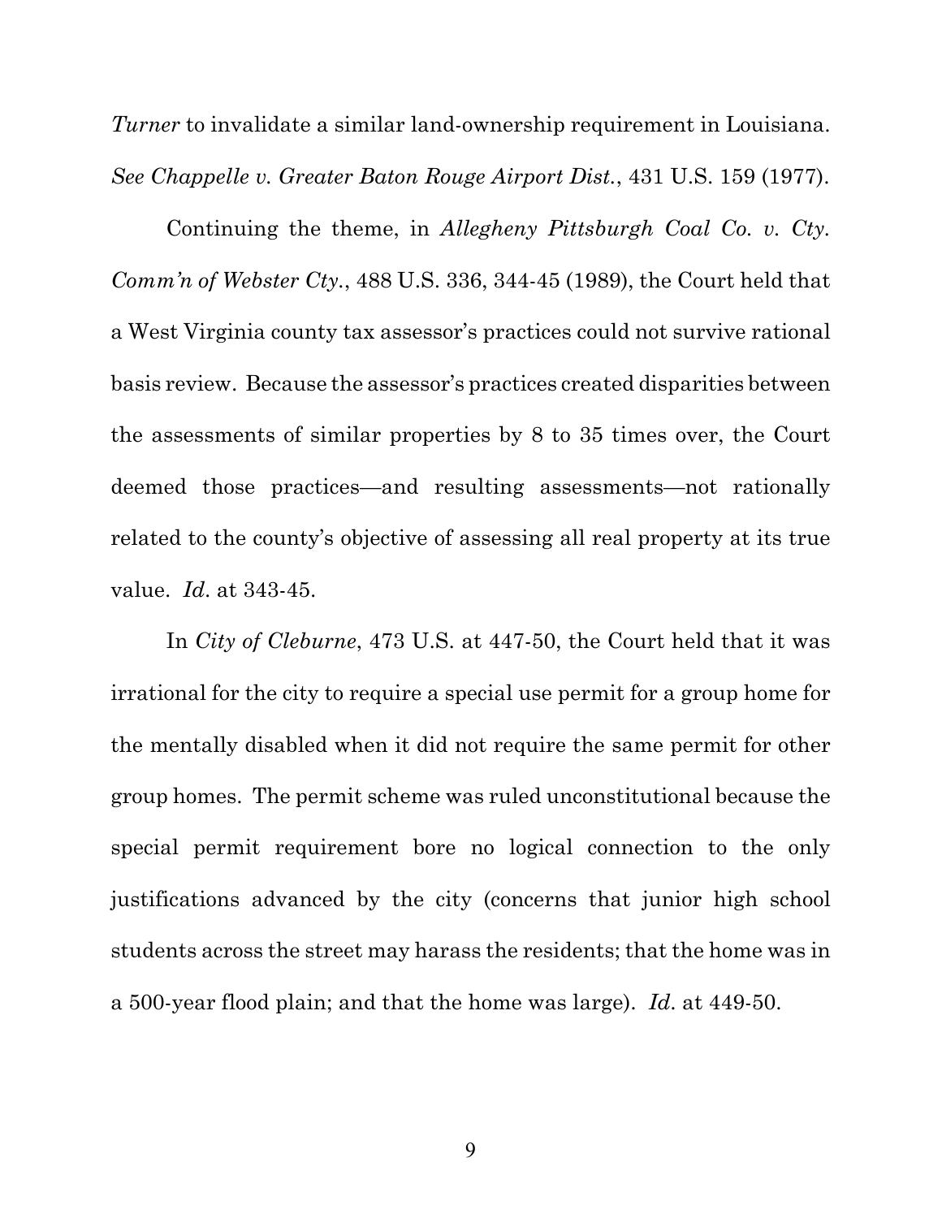*Turner* to invalidate a similar land-ownership requirement in Louisiana. *See Chappelle v. Greater Baton Rouge Airport Dist.*, 431 U.S. 159 (1977).

Continuing the theme, in *Allegheny Pittsburgh Coal Co. v. Cty. Comm'n of Webster Cty.*, 488 U.S. 336, 344-45 (1989), the Court held that a West Virginia county tax assessor's practices could not survive rational basis review. Because the assessor's practices created disparities between the assessments of similar properties by 8 to 35 times over, the Court deemed those practices—and resulting assessments—not rationally related to the county's objective of assessing all real property at its true value. *Id.* at 343-45.

In *City of Cleburne*, 473 U.S. at 447-50, the Court held that it was irrational for the city to require a special use permit for a group home for the mentally disabled when it did not require the same permit for other group homes. The permit scheme was ruled unconstitutional because the special permit requirement bore no logical connection to the only justifications advanced by the city (concerns that junior high school students across the street may harass the residents; that the home was in a 500-year flood plain; and that the home was large). *Id.* at 449-50.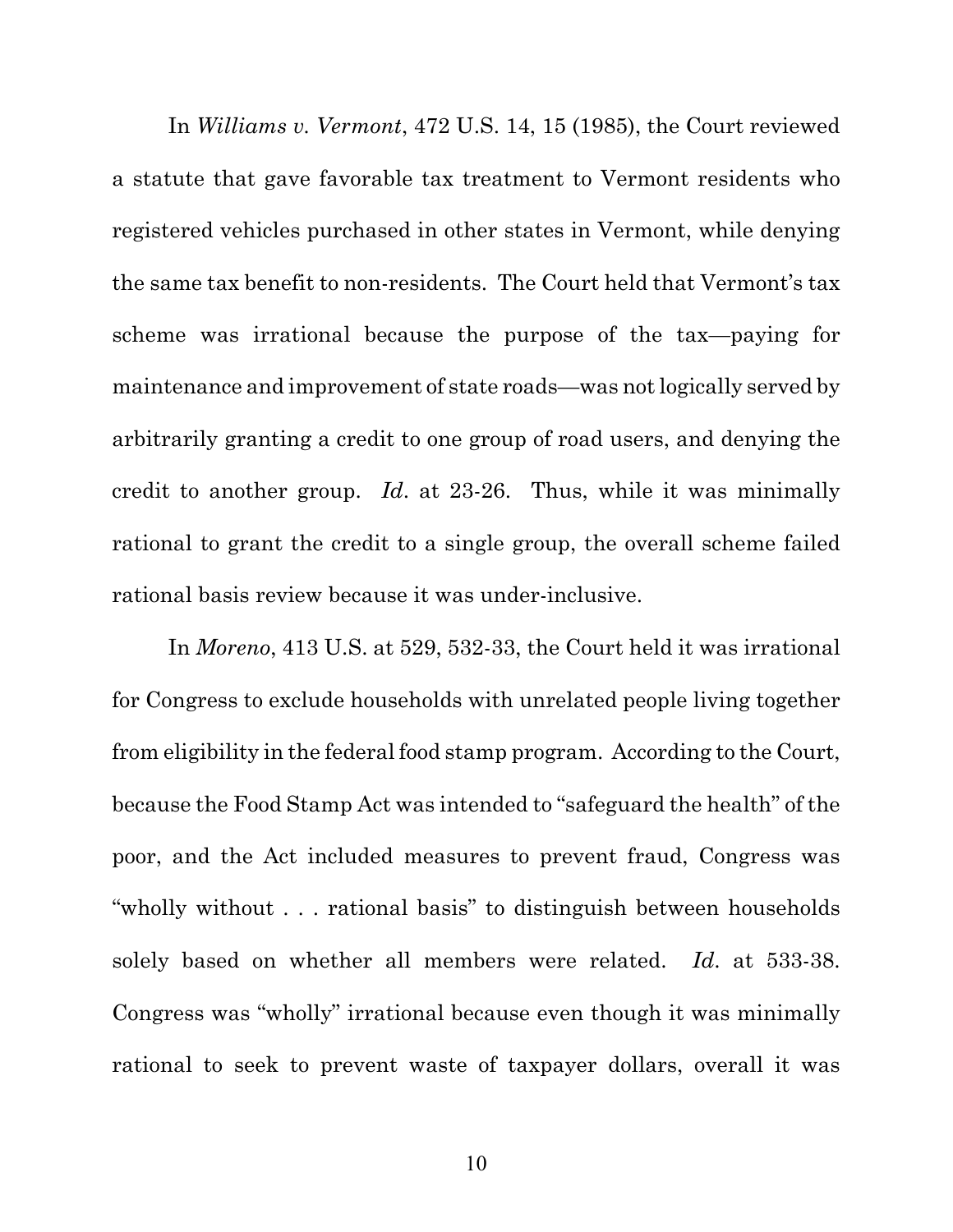In *Williams v. Vermont*, 472 U.S. 14, 15 (1985), the Court reviewed a statute that gave favorable tax treatment to Vermont residents who registered vehicles purchased in other states in Vermont, while denying the same tax benefit to non-residents. The Court held that Vermont's tax scheme was irrational because the purpose of the tax—paying for maintenance and improvement of state roads—was not logically served by arbitrarily granting a credit to one group of road users, and denying the credit to another group. *Id*. at 23-26. Thus, while it was minimally rational to grant the credit to a single group, the overall scheme failed rational basis review because it was under-inclusive.

In *Moreno*, 413 U.S. at 529, 532-33, the Court held it was irrational for Congress to exclude households with unrelated people living together from eligibility in the federal food stamp program. According to the Court, because the Food Stamp Act was intended to "safeguard the health" of the poor, and the Act included measures to prevent fraud, Congress was "wholly without . . . rational basis" to distinguish between households solely based on whether all members were related. *Id*. at 533-38. Congress was "wholly" irrational because even though it was minimally rational to seek to prevent waste of taxpayer dollars, overall it was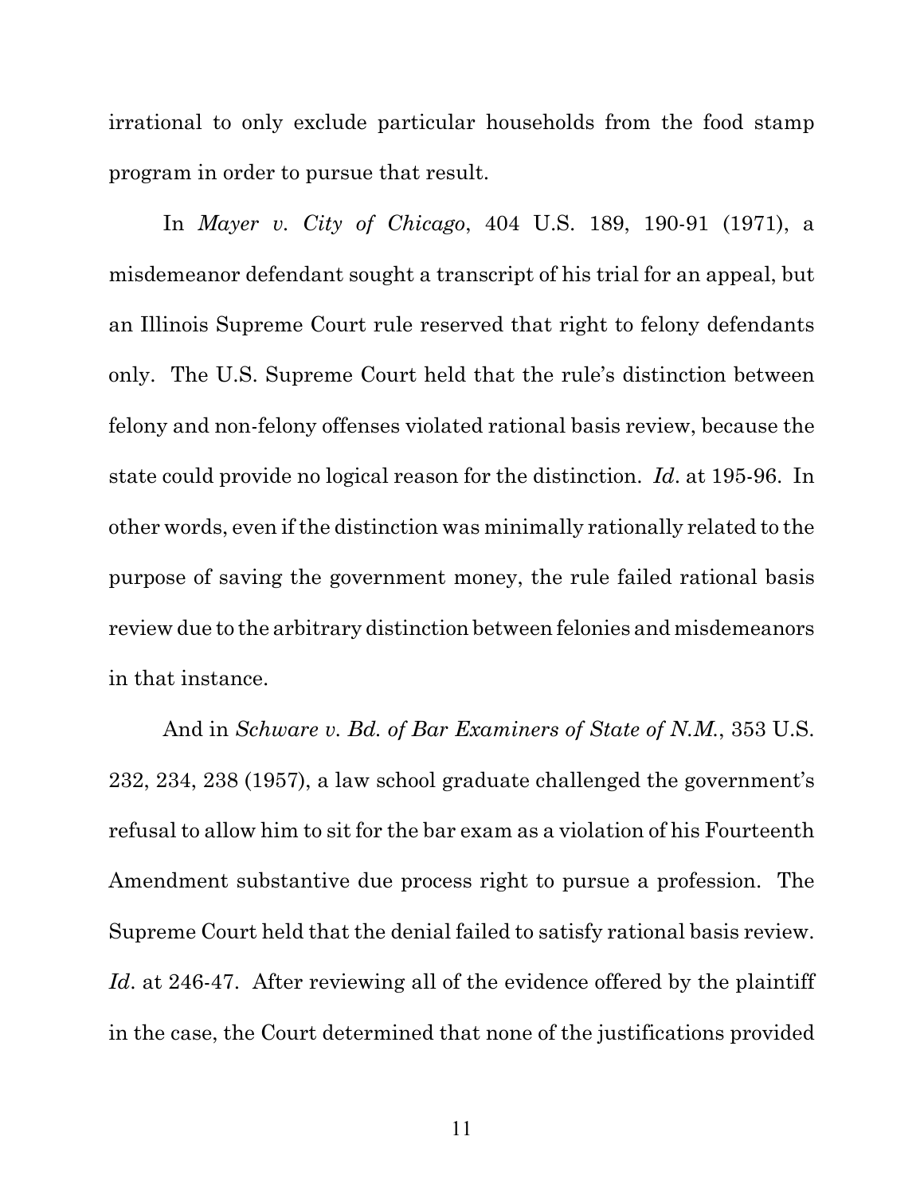irrational to only exclude particular households from the food stamp program in order to pursue that result.

In *Mayer v. City of Chicago*, 404 U.S. 189, 190-91 (1971), a misdemeanor defendant sought a transcript of his trial for an appeal, but an Illinois Supreme Court rule reserved that right to felony defendants only. The U.S. Supreme Court held that the rule's distinction between felony and non-felony offenses violated rational basis review, because the state could provide no logical reason for the distinction. *Id*. at 195-96. In other words, even if the distinction was minimally rationally related to the purpose of saving the government money, the rule failed rational basis review due to the arbitrary distinction between felonies and misdemeanors in that instance.

And in *Schware v. Bd. of Bar Examiners of State of N.M.*, 353 U.S. 232, 234, 238 (1957), a law school graduate challenged the government's refusal to allow him to sit for the bar exam as a violation of his Fourteenth Amendment substantive due process right to pursue a profession. The Supreme Court held that the denial failed to satisfy rational basis review. *Id*. at 246-47. After reviewing all of the evidence offered by the plaintiff in the case, the Court determined that none of the justifications provided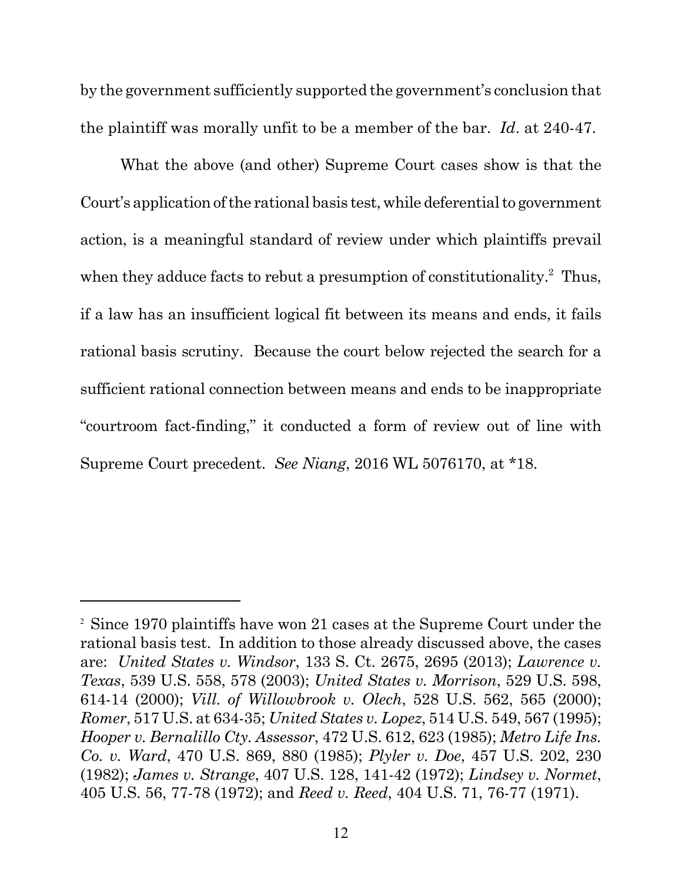by the government sufficiently supported the government's conclusion that the plaintiff was morally unfit to be a member of the bar. *Id*. at 240-47.

What the above (and other) Supreme Court cases show is that the Court's application of the rational basis test, while deferential to government action, is a meaningful standard of review under which plaintiffs prevail when they adduce facts to rebut a presumption of constitutionality.[2] Thus, if a law has an insufficient logical fit between its means and ends, it fails rational basis scrutiny. Because the court below rejected the search for a sufficient rational connection between means and ends to be inappropriate "courtroom fact-finding," it conducted a form of review out of line with Supreme Court precedent. *See Niang*, 2016 WL 5076170, at *18.

---

[2] Since 1970 plaintiffs have won 21 cases at the Supreme Court under the rational basis test. In addition to those already discussed above, the cases are: *United States v. Windsor*, 133 S. Ct. 2675, 2695 (2013); *Lawrence v. Texas*, 539 U.S. 558, 578 (2003); *United States v. Morrison*, 529 U.S. 598, 614-14 (2000); *Vill. of Willowbrook v. Olech*, 528 U.S. 562, 565 (2000); *Romer*, 517 U.S. at 634-35; *United States v. Lopez*, 514 U.S. 549, 567 (1995); *Hooper v. Bernalillo Cty. Assessor*, 472 U.S. 612, 623 (1985); *Metro Life Ins. Co. v. Ward*, 470 U.S. 869, 880 (1985); *Plyler v. Doe*, 457 U.S. 202, 230 (1982); *James v. Strange*, 407 U.S. 128, 141-42 (1972); *Lindsey v. Normet*, 405 U.S. 56, 77-78 (1972); and *Reed v. Reed*, 404 U.S. 71, 76-77 (1971).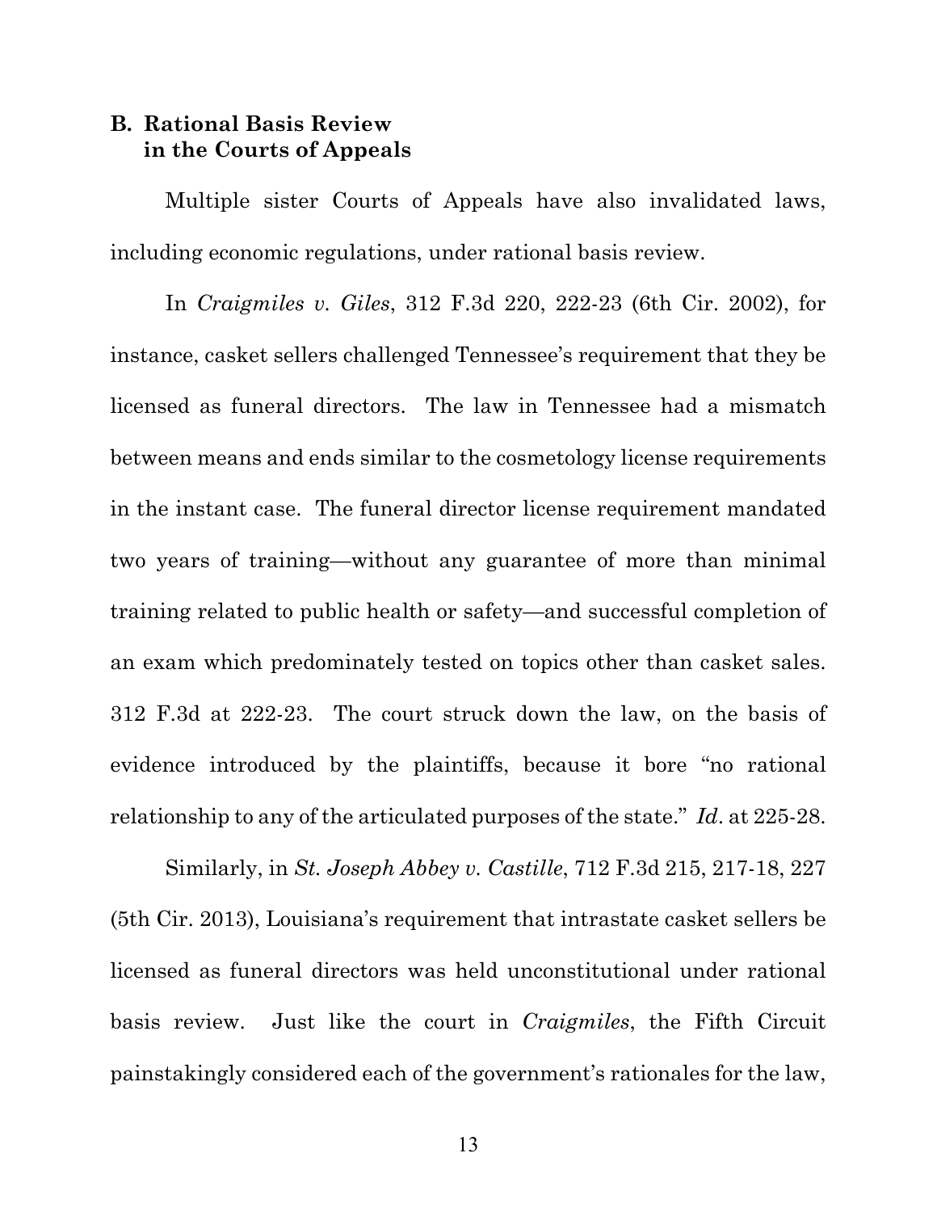### B. Rational Basis Review in the Courts of Appeals

Multiple sister Courts of Appeals have also invalidated laws, including economic regulations, under rational basis review.

In *Craigmiles v. Giles*, 312 F.3d 220, 222-23 (6th Cir. 2002), for instance, casket sellers challenged Tennessee's requirement that they be licensed as funeral directors. The law in Tennessee had a mismatch between means and ends similar to the cosmetology license requirements in the instant case. The funeral director license requirement mandated two years of training—without any guarantee of more than minimal training related to public health or safety—and successful completion of an exam which predominately tested on topics other than casket sales. 312 F.3d at 222-23. The court struck down the law, on the basis of evidence introduced by the plaintiffs, because it bore "no rational relationship to any of the articulated purposes of the state." *Id*. at 225-28.

Similarly, in *St. Joseph Abbey v. Castille*, 712 F.3d 215, 217-18, 227 (5th Cir. 2013), Louisiana's requirement that intrastate casket sellers be licensed as funeral directors was held unconstitutional under rational basis review. Just like the court in *Craigmiles*, the Fifth Circuit painstakingly considered each of the government's rationales for the law,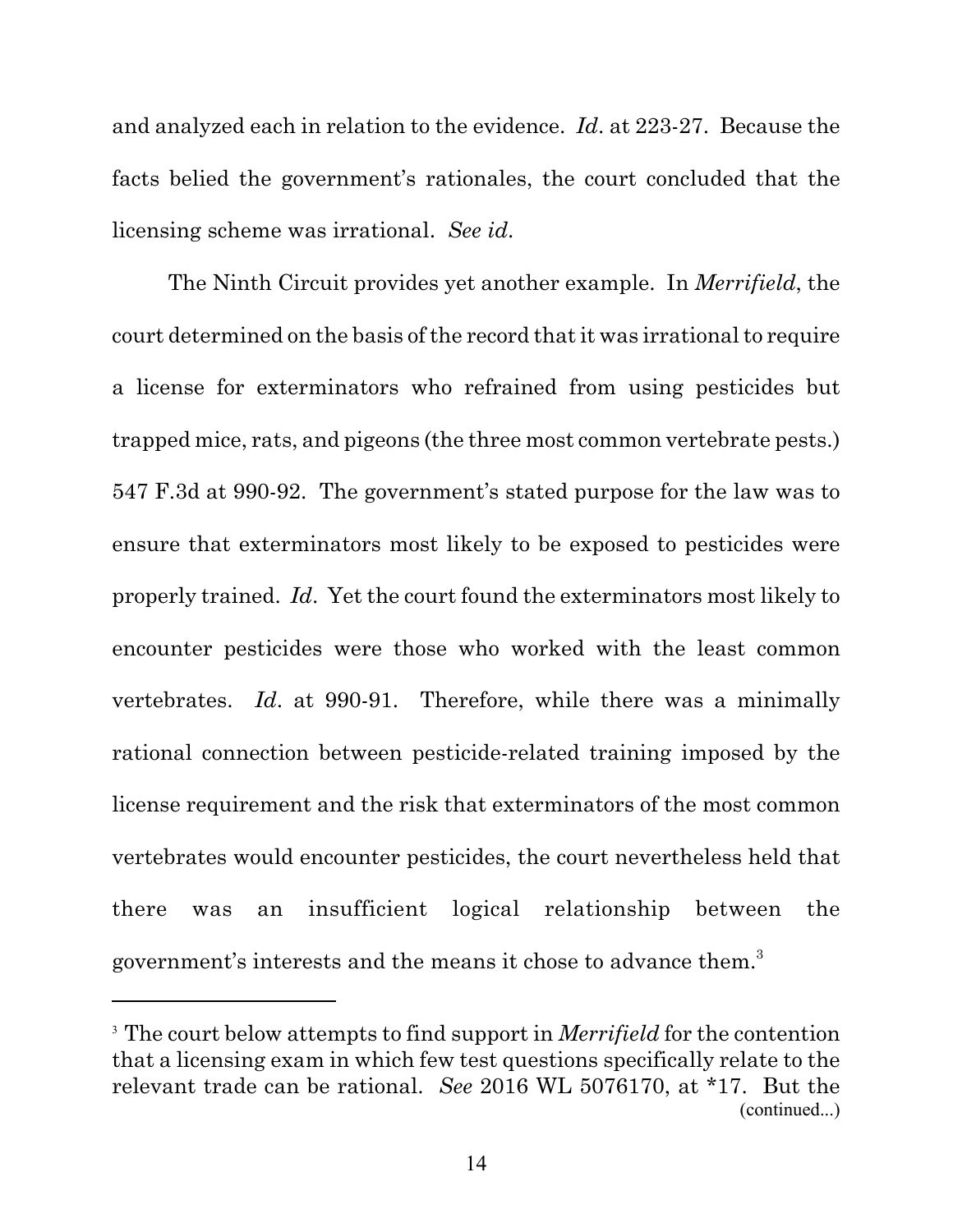and analyzed each in relation to the evidence. *Id*. at 223-27. Because the facts belied the government's rationales, the court concluded that the licensing scheme was irrational. *See id*.

The Ninth Circuit provides yet another example. In *Merrifield*, the court determined on the basis of the record that it was irrational to require a license for exterminators who refrained from using pesticides but trapped mice, rats, and pigeons (the three most common vertebrate pests.) 547 F.3d at 990-92. The government's stated purpose for the law was to ensure that exterminators most likely to be exposed to pesticides were properly trained. *Id*. Yet the court found the exterminators most likely to encounter pesticides were those who worked with the least common vertebrates. *Id*. at 990-91. Therefore, while there was a minimally rational connection between pesticide-related training imposed by the license requirement and the risk that exterminators of the most common vertebrates would encounter pesticides, the court nevertheless held that there was an insufficient logical relationship between the government's interests and the means it chose to advance them.[3]

---

[3] The court below attempts to find support in *Merrifield* for the contention that a licensing exam in which few test questions specifically relate to the relevant trade can be rational. *See* 2016 WL 5076170, at *17. But the (continued...)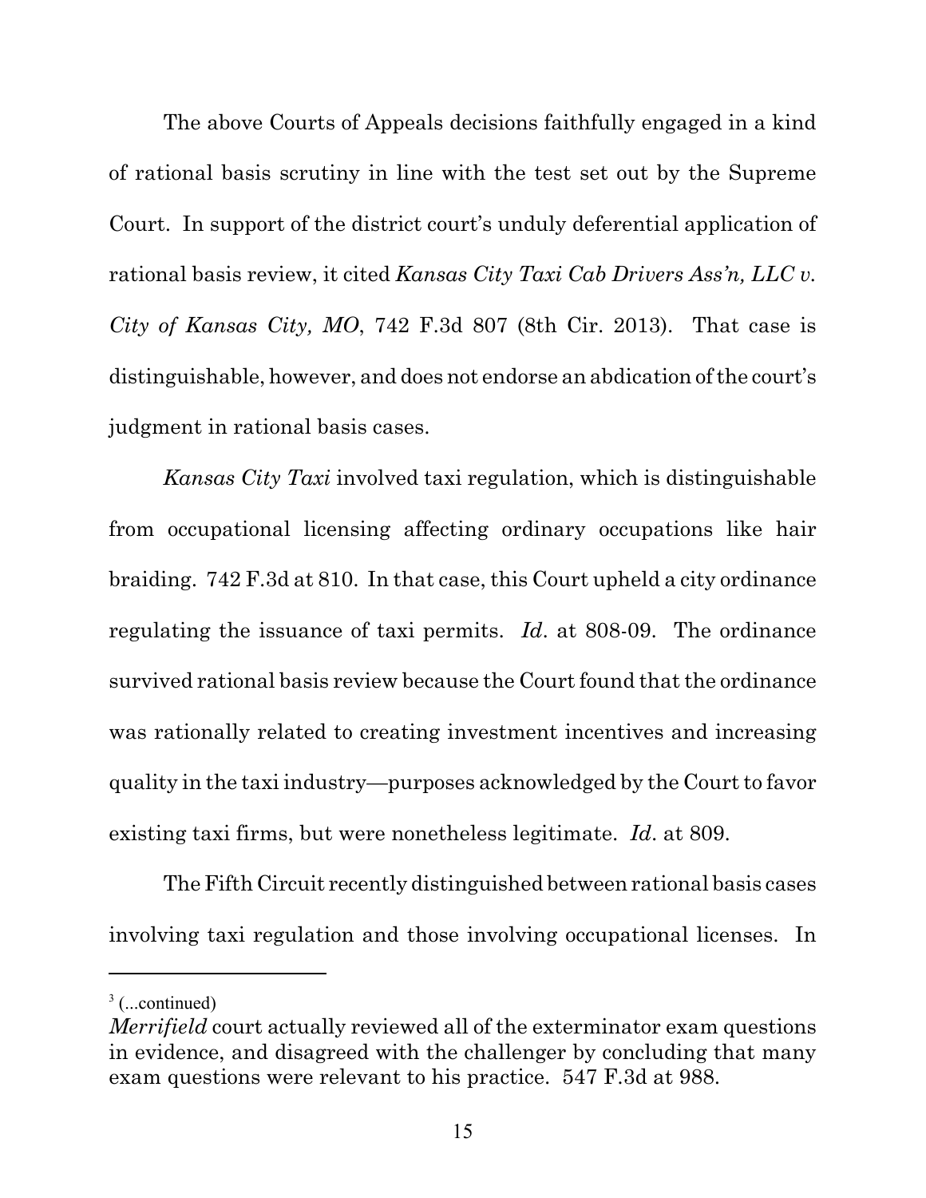The above Courts of Appeals decisions faithfully engaged in a kind of rational basis scrutiny in line with the test set out by the Supreme Court. In support of the district court's unduly deferential application of rational basis review, it cited *Kansas City Taxi Cab Drivers Ass'n, LLC v. City of Kansas City, MO*, 742 F.3d 807 (8th Cir. 2013). That case is distinguishable, however, and does not endorse an abdication of the court's judgment in rational basis cases.

*Kansas City Taxi* involved taxi regulation, which is distinguishable from occupational licensing affecting ordinary occupations like hair braiding. 742 F.3d at 810. In that case, this Court upheld a city ordinance regulating the issuance of taxi permits. *Id*. at 808-09. The ordinance survived rational basis review because the Court found that the ordinance was rationally related to creating investment incentives and increasing quality in the taxi industry—purposes acknowledged by the Court to favor existing taxi firms, but were nonetheless legitimate. *Id*. at 809.

The Fifth Circuit recently distinguished between rational basis cases involving taxi regulation and those involving occupational licenses. In

---

[3] (...continued)
*Merrifield* court actually reviewed all of the exterminator exam questions in evidence, and disagreed with the challenger by concluding that many exam questions were relevant to his practice. 547 F.3d at 988.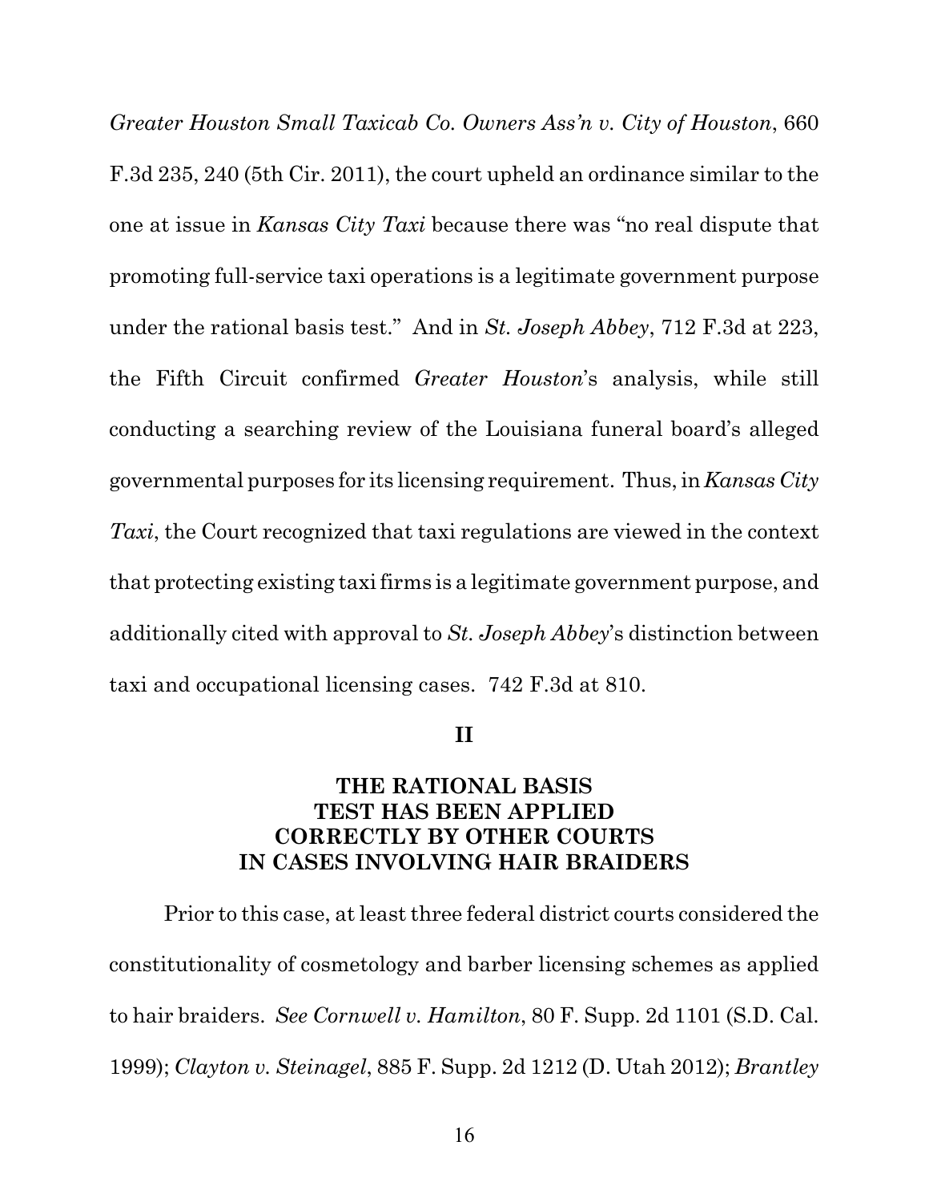*Greater Houston Small Taxicab Co. Owners Ass'n v. City of Houston*, 660 F.3d 235, 240 (5th Cir. 2011), the court upheld an ordinance similar to the one at issue in *Kansas City Taxi* because there was "no real dispute that promoting full-service taxi operations is a legitimate government purpose under the rational basis test." And in *St. Joseph Abbey*, 712 F.3d at 223, the Fifth Circuit confirmed *Greater Houston*'s analysis, while still conducting a searching review of the Louisiana funeral board's alleged governmental purposes for its licensing requirement. Thus, in *Kansas City Taxi*, the Court recognized that taxi regulations are viewed in the context that protecting existing taxi firms is a legitimate government purpose, and additionally cited with approval to *St. Joseph Abbey*'s distinction between taxi and occupational licensing cases. 742 F.3d at 810.

## II

## THE RATIONAL BASIS TEST HAS BEEN APPLIED CORRECTLY BY OTHER COURTS IN CASES INVOLVING HAIR BRAIDERS

Prior to this case, at least three federal district courts considered the constitutionality of cosmetology and barber licensing schemes as applied to hair braiders. *See Cornwell v. Hamilton*, 80 F. Supp. 2d 1101 (S.D. Cal. 1999); *Clayton v. Steinagel*, 885 F. Supp. 2d 1212 (D. Utah 2012); *Brantley*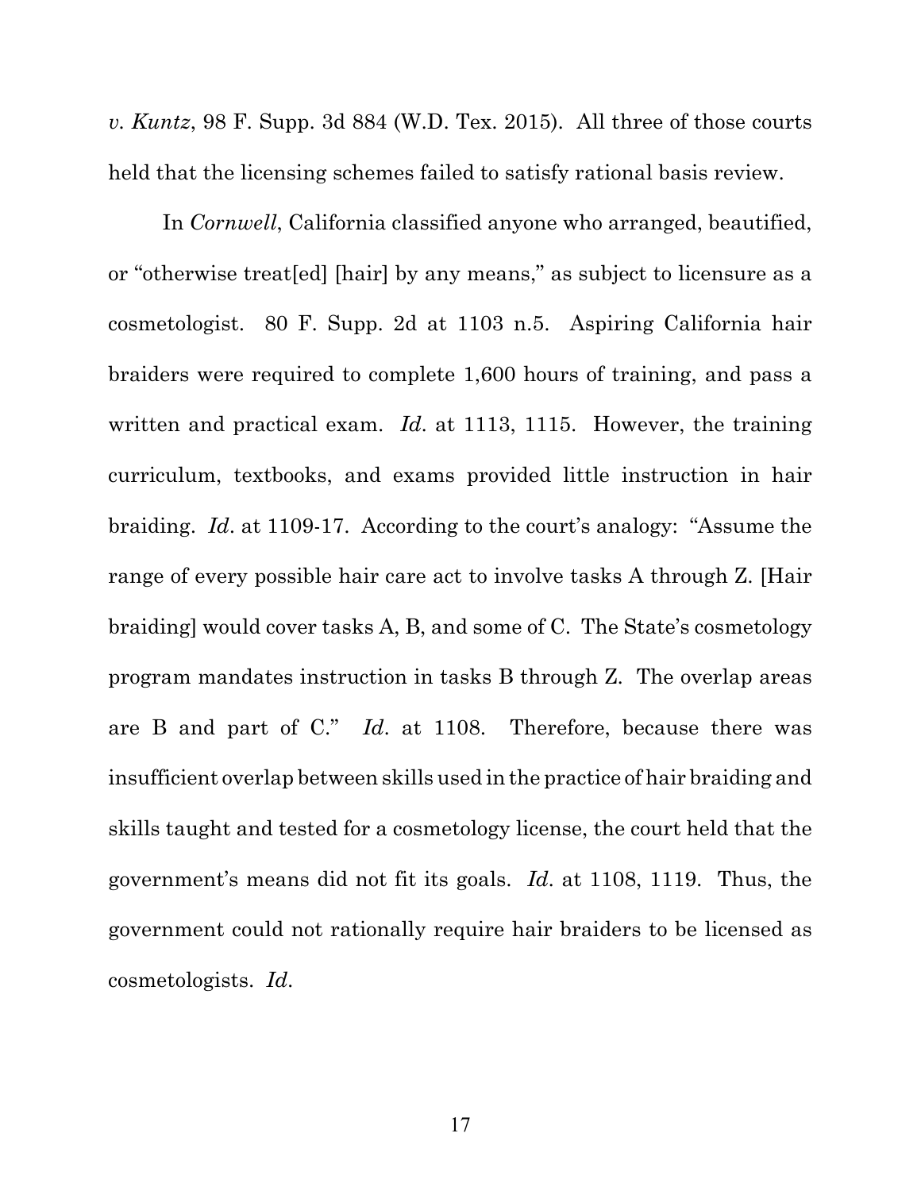*v. Kuntz*, 98 F. Supp. 3d 884 (W.D. Tex. 2015). All three of those courts held that the licensing schemes failed to satisfy rational basis review.

In *Cornwell*, California classified anyone who arranged, beautified, or "otherwise treat[ed] [hair] by any means," as subject to licensure as a cosmetologist. 80 F. Supp. 2d at 1103 n.5. Aspiring California hair braiders were required to complete 1,600 hours of training, and pass a written and practical exam. *Id*. at 1113, 1115. However, the training curriculum, textbooks, and exams provided little instruction in hair braiding. *Id*. at 1109-17. According to the court's analogy: "Assume the range of every possible hair care act to involve tasks A through Z. [Hair braiding] would cover tasks A, B, and some of C. The State's cosmetology program mandates instruction in tasks B through Z. The overlap areas are B and part of C." *Id*. at 1108. Therefore, because there was insufficient overlap between skills used in the practice of hair braiding and skills taught and tested for a cosmetology license, the court held that the government's means did not fit its goals. *Id*. at 1108, 1119. Thus, the government could not rationally require hair braiders to be licensed as cosmetologists. *Id*.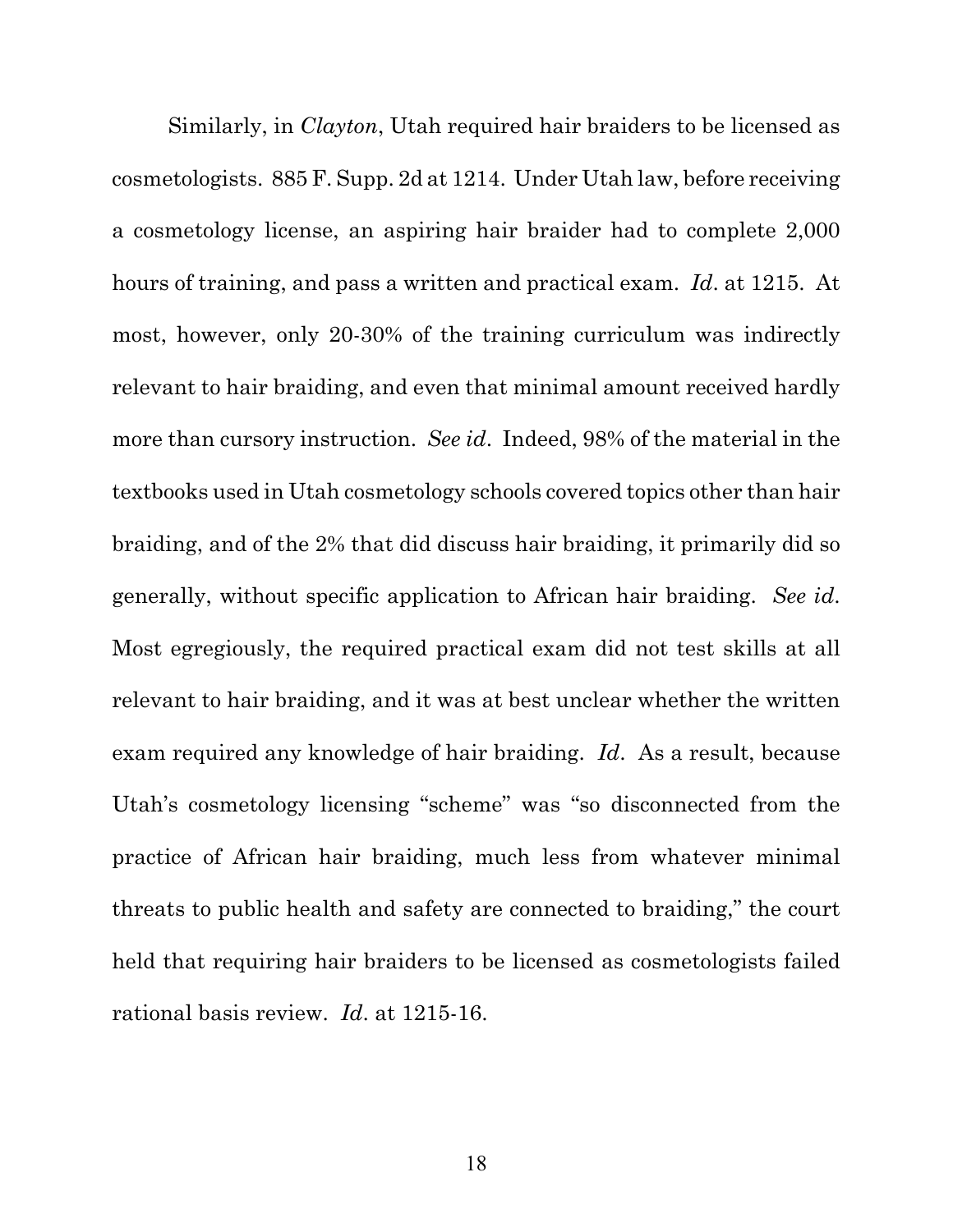Similarly, in *Clayton*, Utah required hair braiders to be licensed as cosmetologists. 885 F. Supp. 2d at 1214. Under Utah law, before receiving a cosmetology license, an aspiring hair braider had to complete 2,000 hours of training, and pass a written and practical exam. *Id*. at 1215. At most, however, only 20-30% of the training curriculum was indirectly relevant to hair braiding, and even that minimal amount received hardly more than cursory instruction. *See id*. Indeed, 98% of the material in the textbooks used in Utah cosmetology schools covered topics other than hair braiding, and of the 2% that did discuss hair braiding, it primarily did so generally, without specific application to African hair braiding. *See id*. Most egregiously, the required practical exam did not test skills at all relevant to hair braiding, and it was at best unclear whether the written exam required any knowledge of hair braiding. *Id*. As a result, because Utah's cosmetology licensing "scheme" was "so disconnected from the practice of African hair braiding, much less from whatever minimal threats to public health and safety are connected to braiding," the court held that requiring hair braiders to be licensed as cosmetologists failed rational basis review. *Id*. at 1215-16.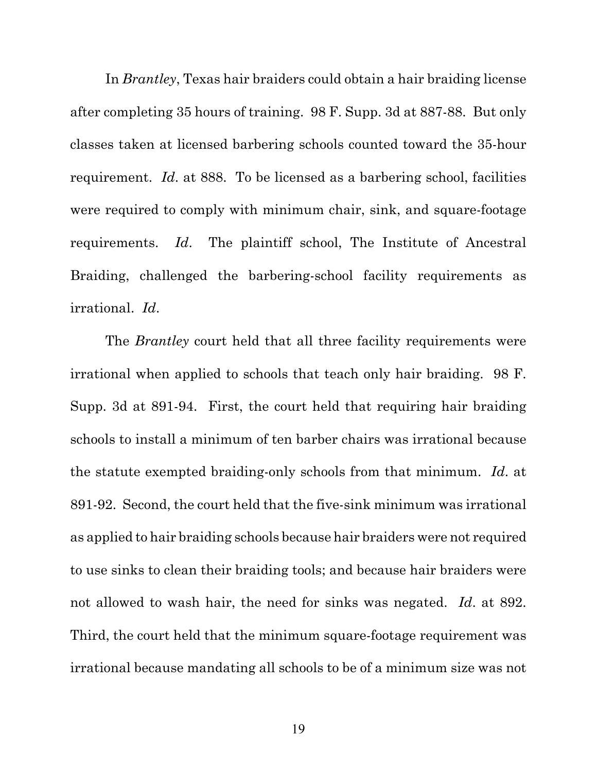In *Brantley*, Texas hair braiders could obtain a hair braiding license after completing 35 hours of training. 98 F. Supp. 3d at 887-88. But only classes taken at licensed barbering schools counted toward the 35-hour requirement. *Id*. at 888. To be licensed as a barbering school, facilities were required to comply with minimum chair, sink, and square-footage requirements. *Id*. The plaintiff school, The Institute of Ancestral Braiding, challenged the barbering-school facility requirements as irrational. *Id*.

The *Brantley* court held that all three facility requirements were irrational when applied to schools that teach only hair braiding. 98 F. Supp. 3d at 891-94. First, the court held that requiring hair braiding schools to install a minimum of ten barber chairs was irrational because the statute exempted braiding-only schools from that minimum. *Id*. at 891-92. Second, the court held that the five-sink minimum was irrational as applied to hair braiding schools because hair braiders were not required to use sinks to clean their braiding tools; and because hair braiders were not allowed to wash hair, the need for sinks was negated. *Id*. at 892. Third, the court held that the minimum square-footage requirement was irrational because mandating all schools to be of a minimum size was not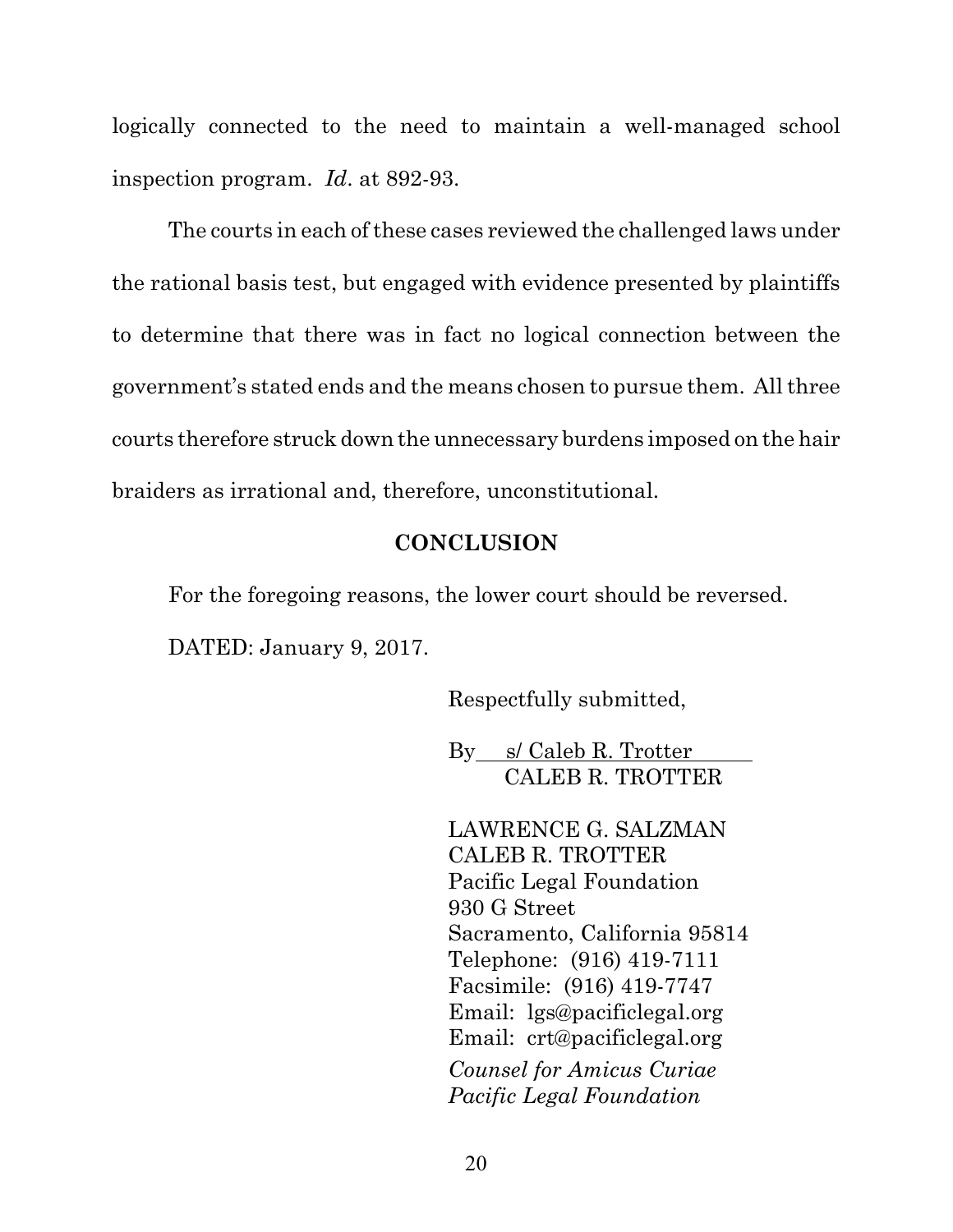logically connected to the need to maintain a well-managed school inspection program. *Id*. at 892-93.

The courts in each of these cases reviewed the challenged laws under the rational basis test, but engaged with evidence presented by plaintiffs to determine that there was in fact no logical connection between the government's stated ends and the means chosen to pursue them. All three courts therefore struck down the unnecessary burdens imposed on the hair braiders as irrational and, therefore, unconstitutional.

## CONCLUSION

For the foregoing reasons, the lower court should be reversed.

DATED: January 9, 2017.

Respectfully submitted,

By s/ Caleb R. Trotter
CALEB R. TROTTER

LAWRENCE G. SALZMAN
CALEB R. TROTTER
Pacific Legal Foundation
930 G Street
Sacramento, California 95814
Telephone: (916) 419-7111
Facsimile: (916) 419-7747
Email: lgs@pacificlegal.org
Email: crt@pacificlegal.org
*Counsel for Amicus Curiae*
*Pacific Legal Foundation*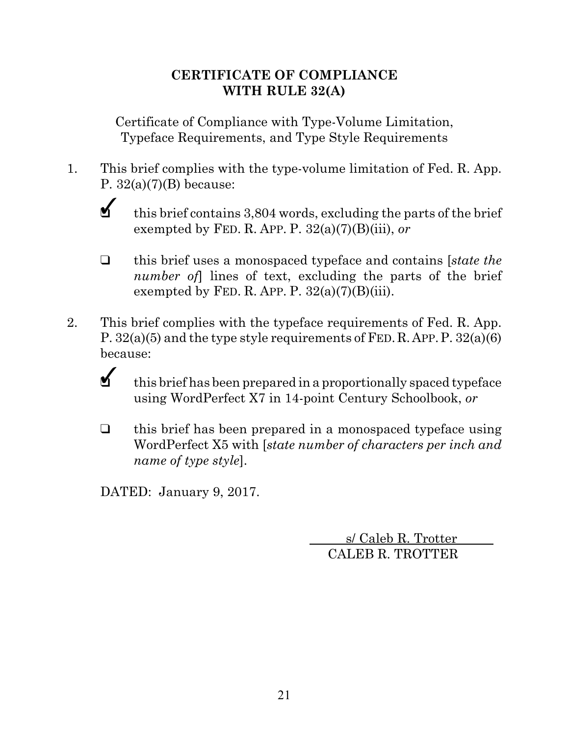# CERTIFICATE OF COMPLIANCE WITH RULE 32(A)

Certificate of Compliance with Type-Volume Limitation, Typeface Requirements, and Type Style Requirements

1. This brief complies with the type-volume limitation of Fed. R. App. P. 32(a)(7)(B) because:

   ☑ this brief contains 3,804 words, excluding the parts of the brief exempted by FED. R. APP. P. 32(a)(7)(B)(iii), *or*

   ☐ this brief uses a monospaced typeface and contains [*state the number of*] lines of text, excluding the parts of the brief exempted by FED. R. APP. P. 32(a)(7)(B)(iii).

2. This brief complies with the typeface requirements of Fed. R. App. P. 32(a)(5) and the type style requirements of FED. R. APP. P. 32(a)(6) because:

   ☑ this brief has been prepared in a proportionally spaced typeface using WordPerfect X7 in 14-point Century Schoolbook, *or*

   ☐ this brief has been prepared in a monospaced typeface using WordPerfect X5 with [*state number of characters per inch and name of type style*].

DATED: January 9, 2017.

s/ Caleb R. Trotter
CALEB R. TROTTER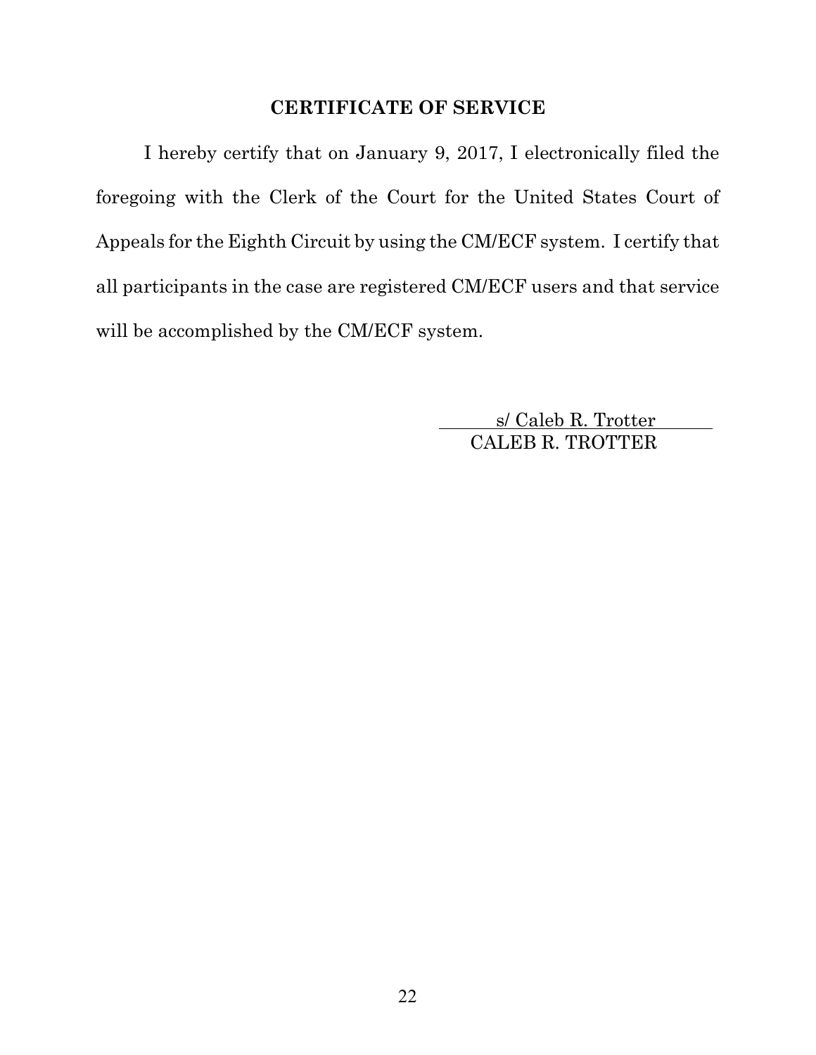## CERTIFICATE OF SERVICE

I hereby certify that on January 9, 2017, I electronically filed the foregoing with the Clerk of the Court for the United States Court of Appeals for the Eighth Circuit by using the CM/ECF system. I certify that all participants in the case are registered CM/ECF users and that service will be accomplished by the CM/ECF system.

s/ Caleb R. Trotter
CALEB R. TROTTER